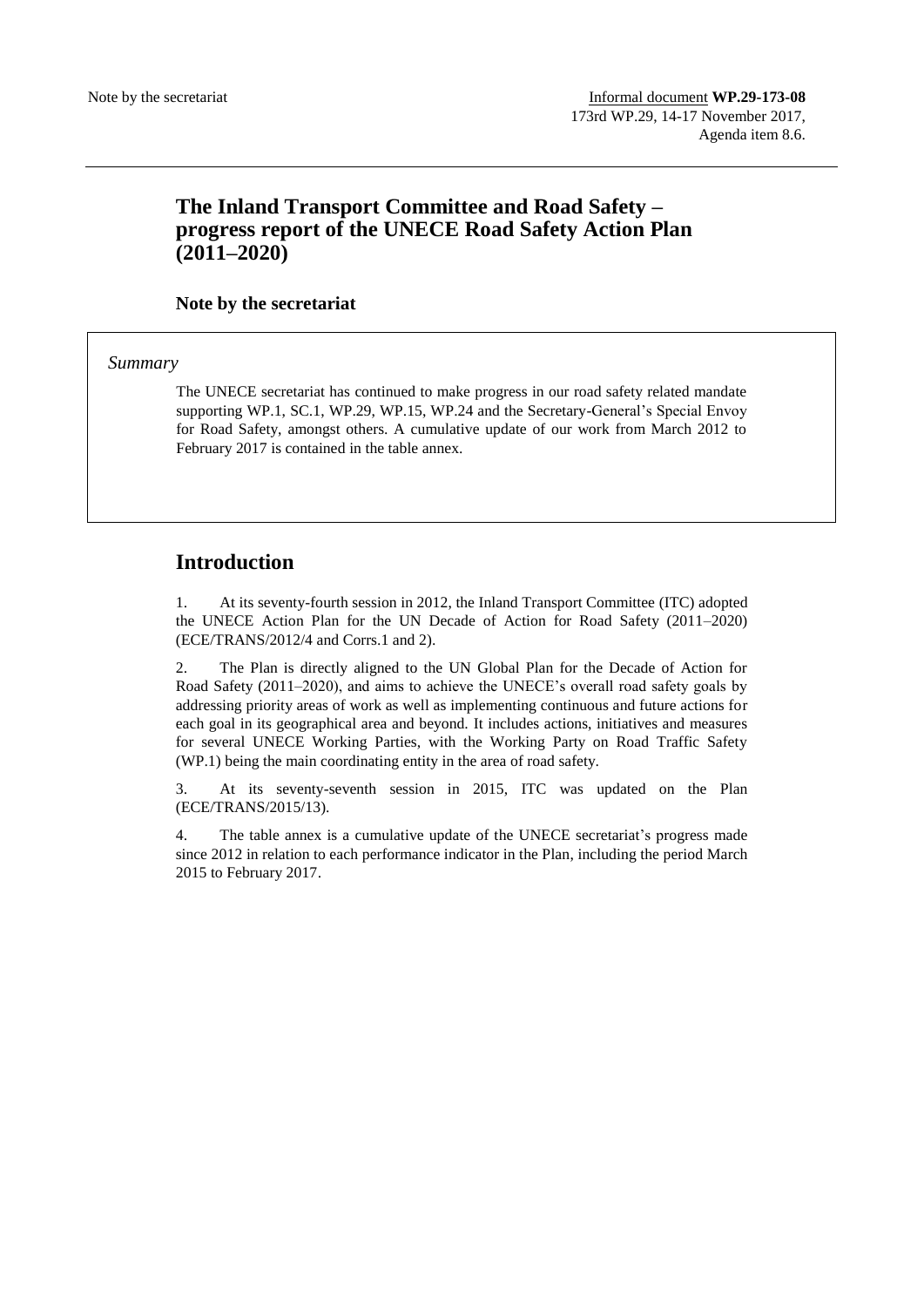Note by the secretariat

Informal document **WP.29-173-08**
173rd WP.29, 14-17 November 2017,
Agenda item 8.6.

# The Inland Transport Committee and Road Safety – progress report of the UNECE Road Safety Action Plan (2011–2020)

### Note by the secretariat

*Summary*

The UNECE secretariat has continued to make progress in our road safety related mandate supporting WP.1, SC.1, WP.29, WP.15, WP.24 and the Secretary-General's Special Envoy for Road Safety, amongst others. A cumulative update of our work from March 2012 to February 2017 is contained in the table annex.

## Introduction

1. At its seventy-fourth session in 2012, the Inland Transport Committee (ITC) adopted the UNECE Action Plan for the UN Decade of Action for Road Safety (2011–2020) (ECE/TRANS/2012/4 and Corrs.1 and 2).

2. The Plan is directly aligned to the UN Global Plan for the Decade of Action for Road Safety (2011–2020), and aims to achieve the UNECE's overall road safety goals by addressing priority areas of work as well as implementing continuous and future actions for each goal in its geographical area and beyond. It includes actions, initiatives and measures for several UNECE Working Parties, with the Working Party on Road Traffic Safety (WP.1) being the main coordinating entity in the area of road safety.

3. At its seventy-seventh session in 2015, ITC was updated on the Plan (ECE/TRANS/2015/13).

4. The table annex is a cumulative update of the UNECE secretariat's progress made since 2012 in relation to each performance indicator in the Plan, including the period March 2015 to February 2017.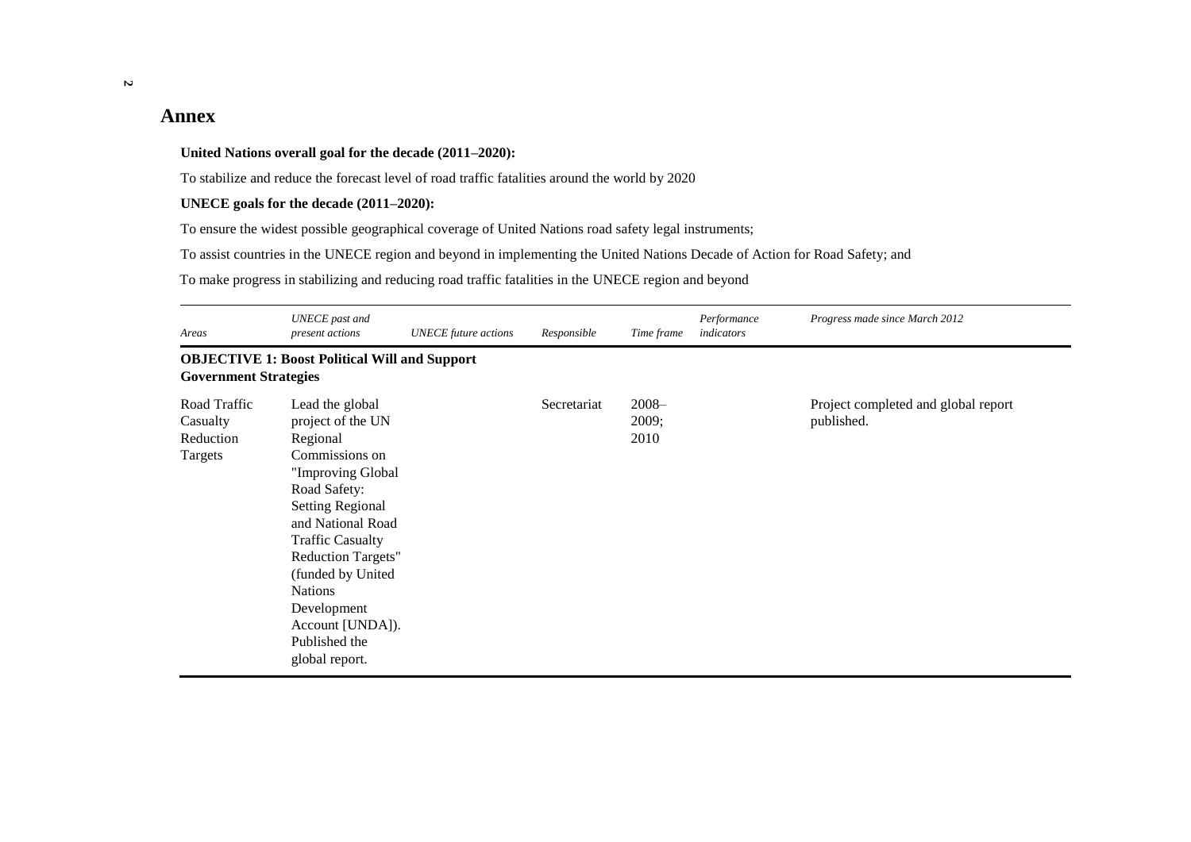## Annex

**United Nations overall goal for the decade (2011–2020):**

To stabilize and reduce the forecast level of road traffic fatalities around the world by 2020

**UNECE goals for the decade (2011–2020):**

To ensure the widest possible geographical coverage of United Nations road safety legal instruments;

To assist countries in the UNECE region and beyond in implementing the United Nations Decade of Action for Road Safety; and

To make progress in stabilizing and reducing road traffic fatalities in the UNECE region and beyond

| *Areas* | *UNECE past and present actions* | *UNECE future actions* | *Responsible* | *Time frame* | *Performance indicators* | *Progress made since March 2012* |
|---|---|---|---|---|---|---|
| **OBJECTIVE 1: Boost Political Will and Support Government Strategies** | | | | | | |
| Road Traffic Casualty Reduction Targets | Lead the global project of the UN Regional Commissions on "Improving Global Road Safety: Setting Regional and National Road Traffic Casualty Reduction Targets" (funded by United Nations Development Account [UNDA]). Published the global report. | | Secretariat | 2008–2009; 2010 | | Project completed and global report published. |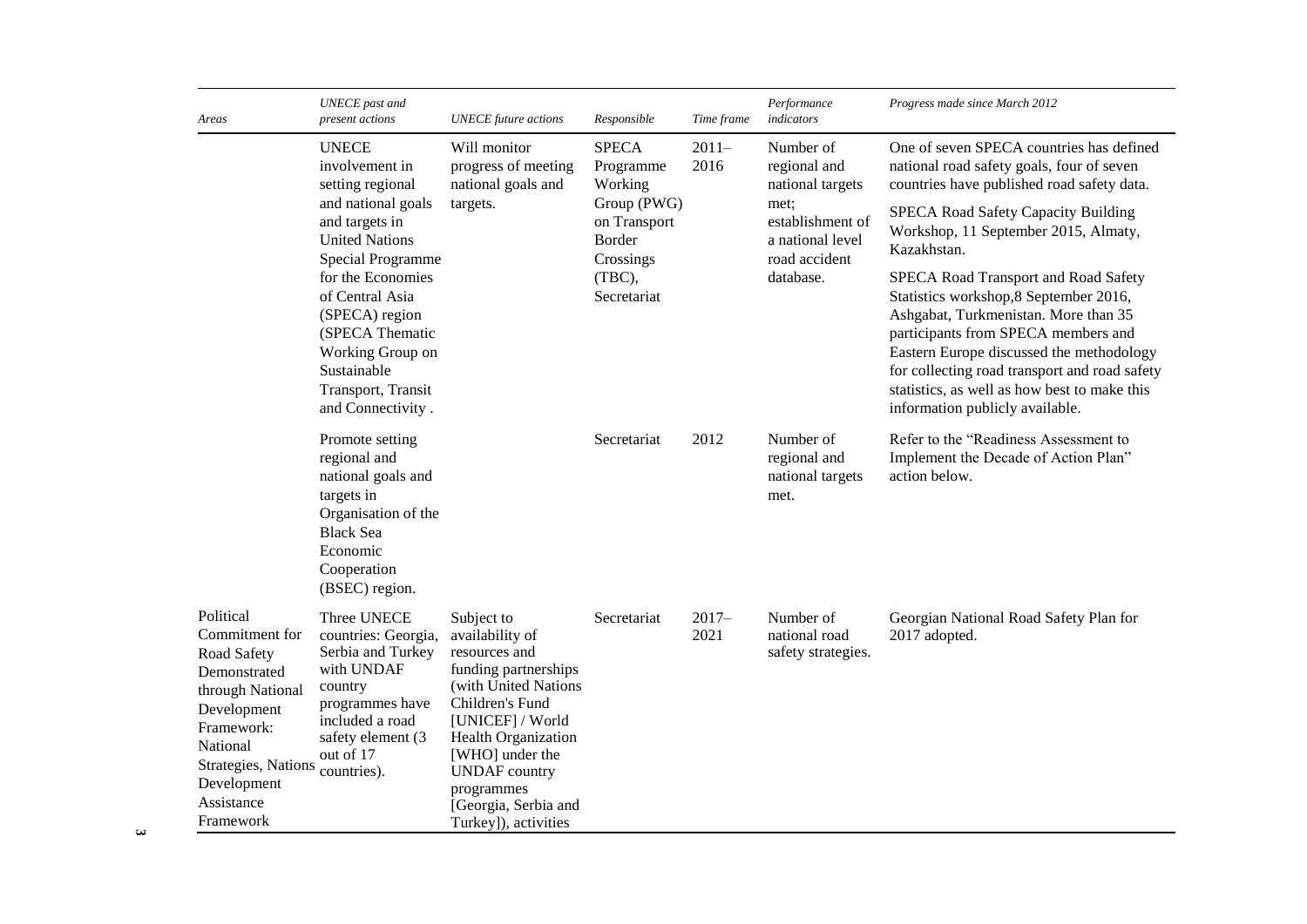| Areas | UNECE past and present actions | UNECE future actions | Responsible | Time frame | Performance indicators | Progress made since March 2012 |
| --- | --- | --- | --- | --- | --- | --- |
| | UNECE involvement in setting regional and national goals and targets in United Nations Special Programme for the Economies of Central Asia (SPECA) region (SPECA Thematic Working Group on Sustainable Transport, Transit and Connectivity . | Will monitor progress of meeting national goals and targets. | SPECA Programme Working Group (PWG) on Transport Border Crossings (TBC), Secretariat | 2011–2016 | Number of regional and national targets met; establishment of a national level road accident database. | One of seven SPECA countries has defined national road safety goals, four of seven countries have published road safety data.<br><br>SPECA Road Safety Capacity Building Workshop, 11 September 2015, Almaty, Kazakhstan.<br><br>SPECA Road Transport and Road Safety Statistics workshop,8 September 2016, Ashgabat, Turkmenistan. More than 35 participants from SPECA members and Eastern Europe discussed the methodology for collecting road transport and road safety statistics, as well as how best to make this information publicly available. |
| | Promote setting regional and national goals and targets in Organisation of the Black Sea Economic Cooperation (BSEC) region. | | Secretariat | 2012 | Number of regional and national targets met. | Refer to the "Readiness Assessment to Implement the Decade of Action Plan" action below. |
| Political Commitment for Road Safety Demonstrated through National Development Framework: National Strategies, Nations Development Assistance Framework | Three UNECE countries: Georgia, Serbia and Turkey with UNDAF country programmes have included a road safety element (3 out of 17 countries). | Subject to availability of resources and funding partnerships (with United Nations Children's Fund [UNICEF] / World Health Organization [WHO] under the UNDAF country programmes [Georgia, Serbia and Turkey]), activities | Secretariat | 2017–2021 | Number of national road safety strategies. | Georgian National Road Safety Plan for 2017 adopted. |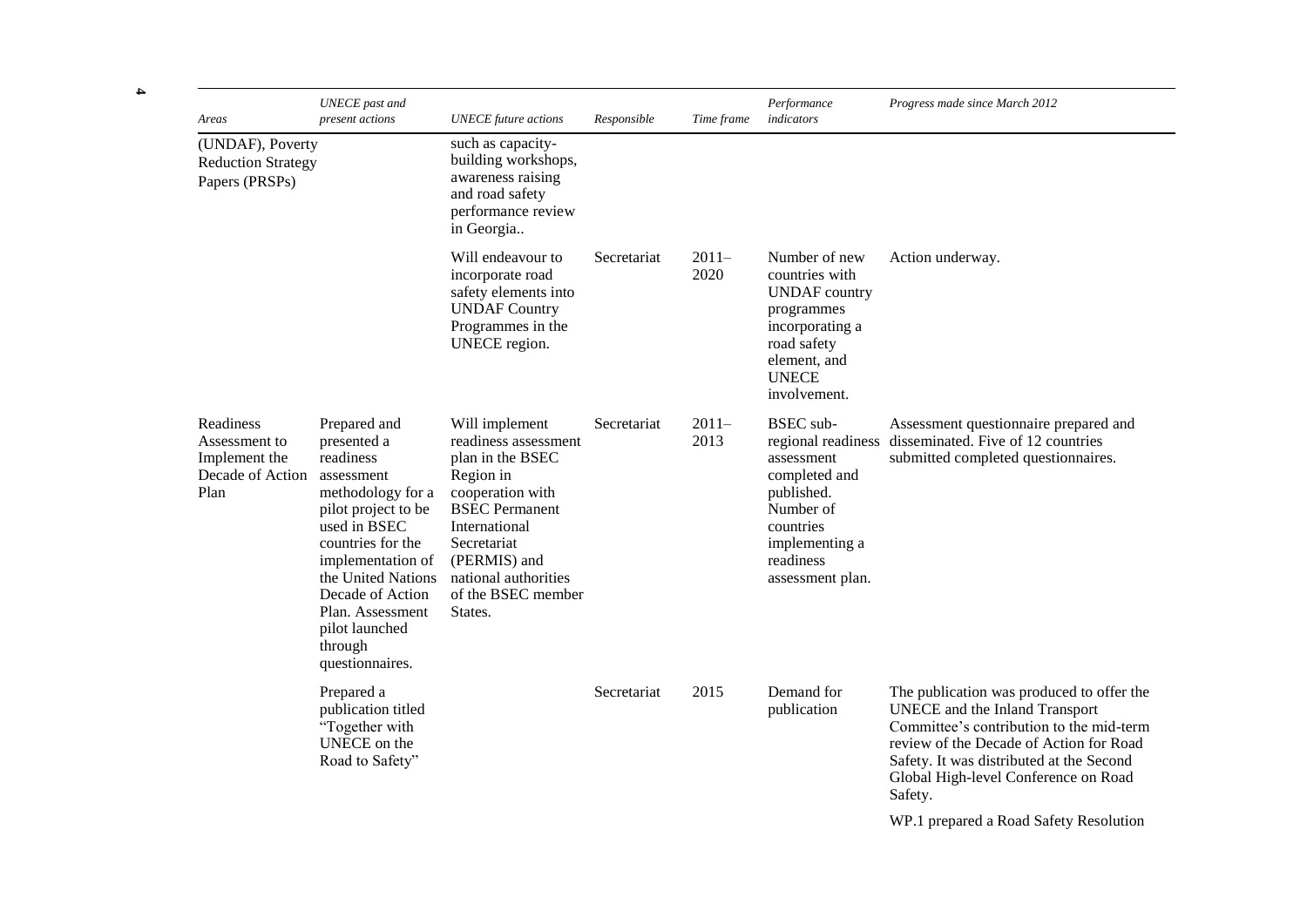| Areas | UNECE past and present actions | UNECE future actions | Responsible | Time frame | Performance indicators | Progress made since March 2012 |
| --- | --- | --- | --- | --- | --- | --- |
| (UNDAF), Poverty Reduction Strategy Papers (PRSPs) | | such as capacity-building workshops, awareness raising and road safety performance review in Georgia.. | | | | |
| | | Will endeavour to incorporate road safety elements into UNDAF Country Programmes in the UNECE region. | Secretariat | 2011–2020 | Number of new countries with UNDAF country programmes incorporating a road safety element, and UNECE involvement. | Action underway. |
| Readiness Assessment to Implement the Decade of Action Plan | Prepared and presented a readiness assessment methodology for a pilot project to be used in BSEC countries for the implementation of the United Nations Decade of Action Plan. Assessment pilot launched through questionnaires. | Will implement readiness assessment plan in the BSEC Region in cooperation with BSEC Permanent International Secretariat (PERMIS) and national authorities of the BSEC member States. | Secretariat | 2011–2013 | BSEC sub-regional readiness assessment completed and published. Number of countries implementing a readiness assessment plan. | Assessment questionnaire prepared and disseminated. Five of 12 countries submitted completed questionnaires. |
| | Prepared a publication titled "Together with UNECE on the Road to Safety" | | Secretariat | 2015 | Demand for publication | The publication was produced to offer the UNECE and the Inland Transport Committee's contribution to the mid-term review of the Decade of Action for Road Safety. It was distributed at the Second Global High-level Conference on Road Safety.<br><br>WP.1 prepared a Road Safety Resolution |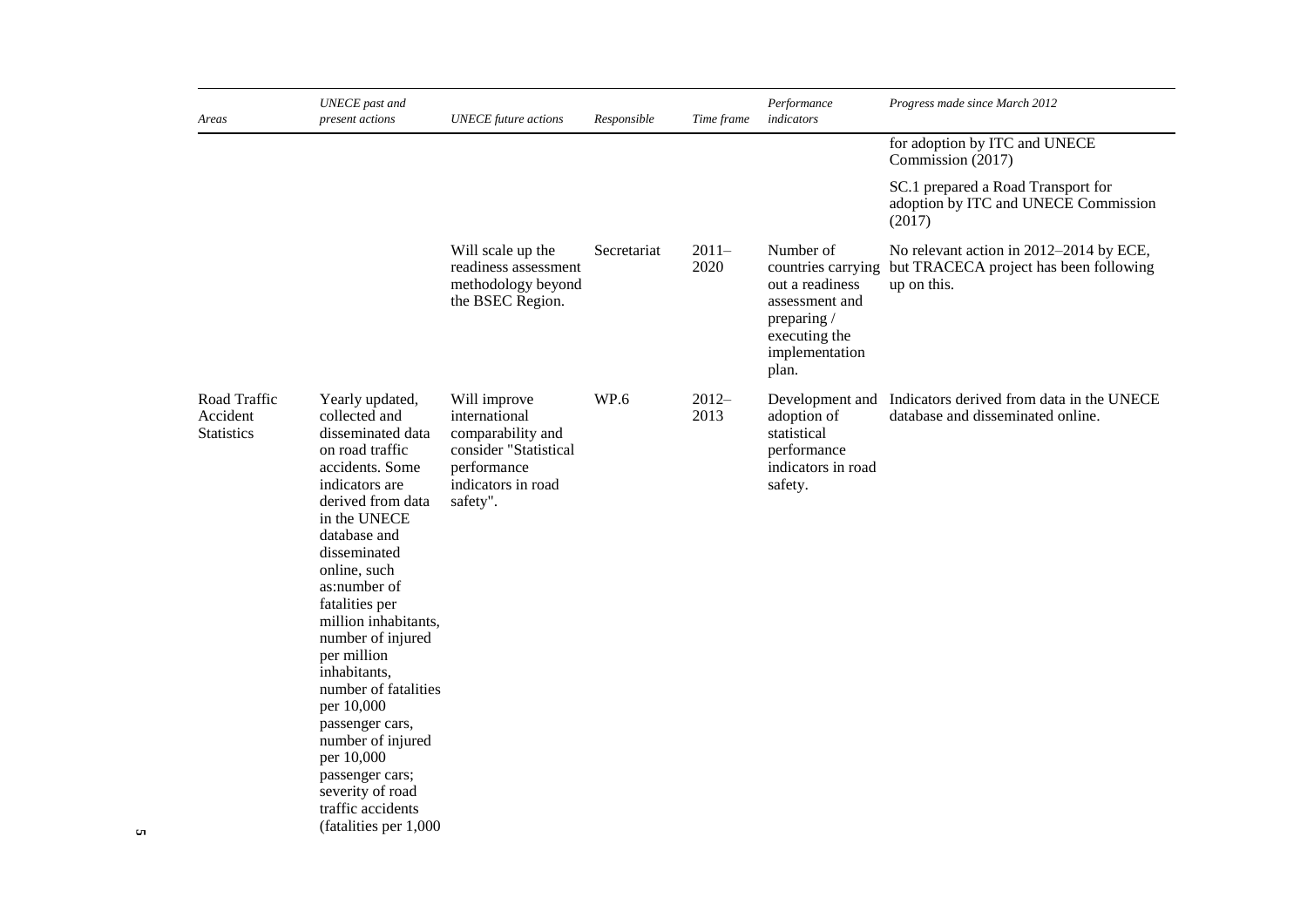| Areas | UNECE past and present actions | UNECE future actions | Responsible | Time frame | Performance indicators | Progress made since March 2012 |
| --- | --- | --- | --- | --- | --- | --- |
| | | | | | | for adoption by ITC and UNECE Commission (2017)<br><br>SC.1 prepared a Road Transport for adoption by ITC and UNECE Commission (2017) |
| | | Will scale up the readiness assessment methodology beyond the BSEC Region. | Secretariat | 2011–2020 | Number of countries carrying out a readiness assessment and preparing / executing the implementation plan. | No relevant action in 2012–2014 by ECE, but TRACECA project has been following up on this. |
| Road Traffic Accident Statistics | Yearly updated, collected and disseminated data on road traffic accidents. Some indicators are derived from data in the UNECE database and disseminated online, such as:number of fatalities per million inhabitants, number of injured per million inhabitants, number of fatalities per 10,000 passenger cars, number of injured per 10,000 passenger cars; severity of road traffic accidents (fatalities per 1,000 | Will improve international comparability and consider "Statistical performance indicators in road safety". | WP.6 | 2012–2013 | Development and adoption of statistical performance indicators in road safety. | Indicators derived from data in the UNECE database and disseminated online. |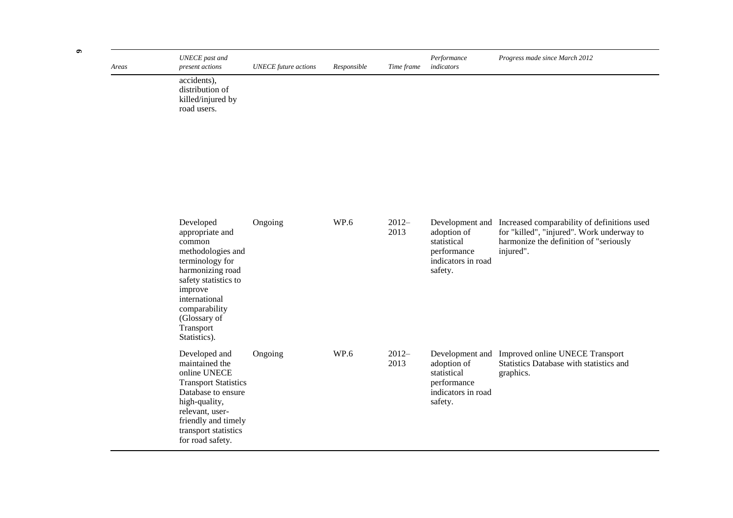| Areas | UNECE past and present actions | UNECE future actions | Responsible | Time frame | Performance indicators | Progress made since March 2012 |
| --- | --- | --- | --- | --- | --- | --- |
| | accidents), distribution of killed/injured by road users. | | | | | |
| | Developed appropriate and common methodologies and terminology for harmonizing road safety statistics to improve international comparability (Glossary of Transport Statistics). | Ongoing | WP.6 | 2012–2013 | Development and adoption of statistical performance indicators in road safety. | Increased comparability of definitions used for "killed", "injured". Work underway to harmonize the definition of "seriously injured". |
| | Developed and maintained the online UNECE Transport Statistics Database to ensure high-quality, relevant, user-friendly and timely transport statistics for road safety. | Ongoing | WP.6 | 2012–2013 | Development and adoption of statistical performance indicators in road safety. | Improved online UNECE Transport Statistics Database with statistics and graphics. |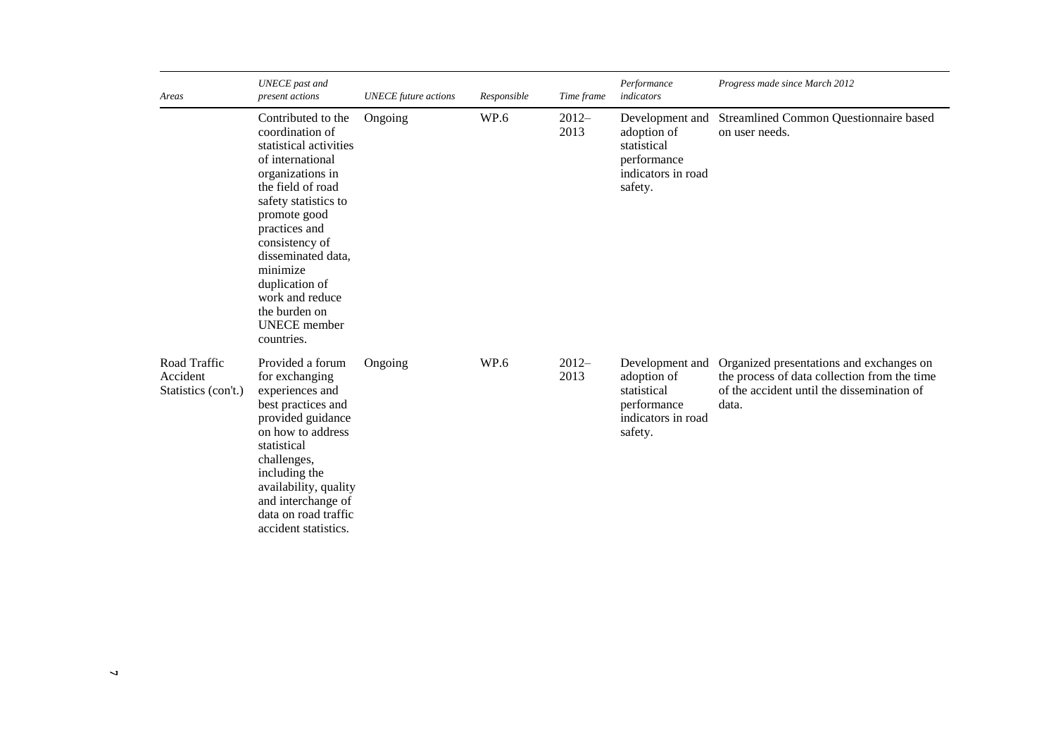| Areas | UNECE past and present actions | UNECE future actions | Responsible | Time frame | Performance indicators | Progress made since March 2012 |
|---|---|---|---|---|---|---|
| | Contributed to the coordination of statistical activities of international organizations in the field of road safety statistics to promote good practices and consistency of disseminated data, minimize duplication of work and reduce the burden on UNECE member countries. | Ongoing | WP.6 | 2012–2013 | Development and adoption of statistical performance indicators in road safety. | Streamlined Common Questionnaire based on user needs. |
| Road Traffic Accident Statistics (con't.) | Provided a forum for exchanging experiences and best practices and provided guidance on how to address statistical challenges, including the availability, quality and interchange of data on road traffic accident statistics. | Ongoing | WP.6 | 2012–2013 | Development and adoption of statistical performance indicators in road safety. | Organized presentations and exchanges on the process of data collection from the time of the accident until the dissemination of data. |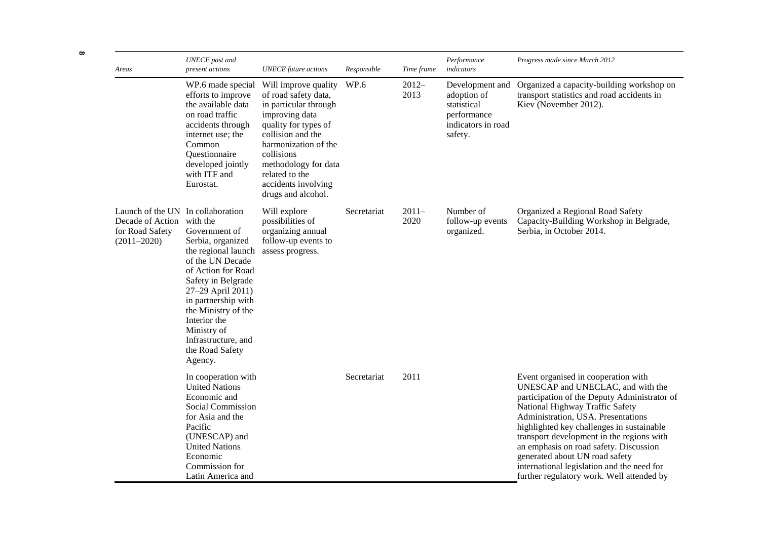| Areas | UNECE past and present actions | UNECE future actions | Responsible | Time frame | Performance indicators | Progress made since March 2012 |
|---|---|---|---|---|---|---|
| | WP.6 made special efforts to improve the available data on road traffic accidents through internet use; the Common Questionnaire developed jointly with ITF and Eurostat. | Will improve quality of road safety data, in particular through improving data quality for types of collision and the harmonization of the collisions methodology for data related to the accidents involving drugs and alcohol. | WP.6 | 2012–2013 | Development and adoption of statistical performance indicators in road safety. | Organized a capacity-building workshop on transport statistics and road accidents in Kiev (November 2012). |
| Launch of the UN Decade of Action for Road Safety (2011–2020) | In collaboration with the Government of Serbia, organized the regional launch of the UN Decade of Action for Road Safety in Belgrade 27–29 April 2011) in partnership with the Ministry of the Interior the Ministry of Infrastructure, and the Road Safety Agency. | Will explore possibilities of organizing annual follow-up events to assess progress. | Secretariat | 2011–2020 | Number of follow-up events organized. | Organized a Regional Road Safety Capacity-Building Workshop in Belgrade, Serbia, in October 2014. |
| | In cooperation with United Nations Economic and Social Commission for Asia and the Pacific (UNESCAP) and United Nations Economic Commission for Latin America and | | Secretariat | 2011 | | Event organised in cooperation with UNESCAP and UNECLAC, and with the participation of the Deputy Administrator of National Highway Traffic Safety Administration, USA. Presentations highlighted key challenges in sustainable transport development in the regions with an emphasis on road safety. Discussion generated about UN road safety international legislation and the need for further regulatory work. Well attended by |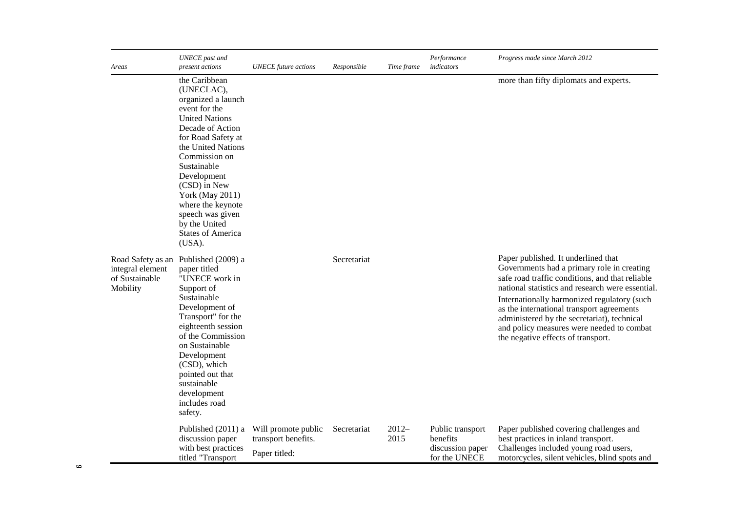| Areas | UNECE past and present actions | UNECE future actions | Responsible | Time frame | Performance indicators | Progress made since March 2012 |
|---|---|---|---|---|---|---|
| | the Caribbean (UNECLAC), organized a launch event for the United Nations Decade of Action for Road Safety at the United Nations Commission on Sustainable Development (CSD) in New York (May 2011) where the keynote speech was given by the United States of America (USA). | | | | | more than fifty diplomats and experts. |
| Road Safety as an integral element of Sustainable Mobility | Published (2009) a paper titled "UNECE work in Support of Sustainable Development of Transport" for the eighteenth session of the Commission on Sustainable Development (CSD), which pointed out that sustainable development includes road safety. | | Secretariat | | | Paper published. It underlined that Governments had a primary role in creating safe road traffic conditions, and that reliable national statistics and research were essential.<br><br>Internationally harmonized regulatory (such as the international transport agreements administered by the secretariat), technical and policy measures were needed to combat the negative effects of transport. |
| | Published (2011) a discussion paper with best practices titled "Transport | Will promote public transport benefits.<br><br>Paper titled: | Secretariat | 2012–2015 | Public transport benefits discussion paper for the UNECE | Paper published covering challenges and best practices in inland transport. Challenges included young road users, motorcycles, silent vehicles, blind spots and |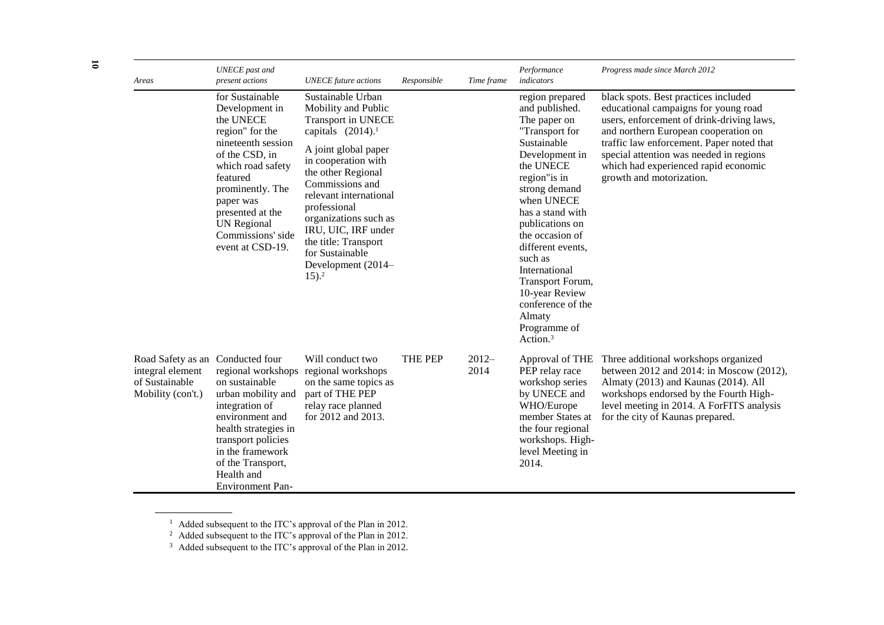| Areas | UNECE past and present actions | UNECE future actions | Responsible | Time frame | Performance indicators | Progress made since March 2012 |
|---|---|---|---|---|---|---|
| | for Sustainable Development in the UNECE region" for the nineteenth session of the CSD, in which road safety featured prominently. The paper was presented at the UN Regional Commissions' side event at CSD-19. | Sustainable Urban Mobility and Public Transport in UNECE capitals (2014).[1] A joint global paper in cooperation with the other Regional Commissions and relevant international professional organizations such as IRU, UIC, IRF under the title: Transport for Sustainable Development (2014–15).[2] | | | region prepared and published. The paper on "Transport for Sustainable Development in the UNECE region"is in strong demand when UNECE has a stand with publications on the occasion of different events, such as International Transport Forum, 10-year Review conference of the Almaty Programme of Action.[3] | black spots. Best practices included educational campaigns for young road users, enforcement of drink-driving laws, and northern European cooperation on traffic law enforcement. Paper noted that special attention was needed in regions which had experienced rapid economic growth and motorization. |
| Road Safety as an integral element of Sustainable Mobility (con't.) | Conducted four regional workshops on sustainable urban mobility and integration of environment and health strategies in transport policies in the framework of the Transport, Health and Environment Pan- | Will conduct two regional workshops on the same topics as part of THE PEP relay race planned for 2012 and 2013. | THE PEP | 2012–2014 | Approval of THE PEP relay race workshop series by UNECE and WHO/Europe member States at the four regional workshops. High-level Meeting in 2014. | Three additional workshops organized between 2012 and 2014: in Moscow (2012), Almaty (2013) and Kaunas (2014). All workshops endorsed by the Fourth High-level meeting in 2014. A ForFITS analysis for the city of Kaunas prepared. |

[1] Added subsequent to the ITC's approval of the Plan in 2012.

[2] Added subsequent to the ITC's approval of the Plan in 2012.

[3] Added subsequent to the ITC's approval of the Plan in 2012.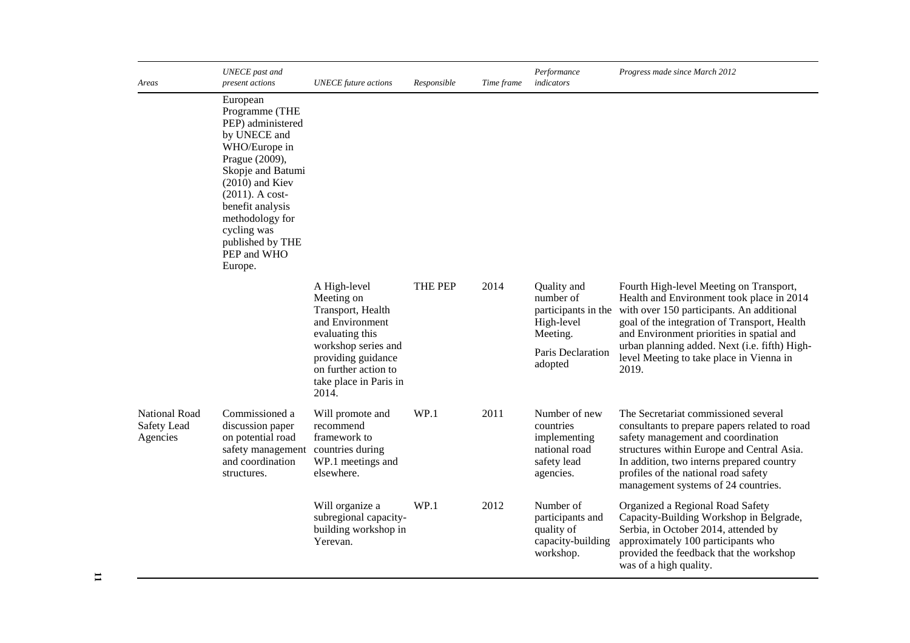| Areas | UNECE past and present actions | UNECE future actions | Responsible | Time frame | Performance indicators | Progress made since March 2012 |
|---|---|---|---|---|---|---|
| | European Programme (THE PEP) administered by UNECE and WHO/Europe in Prague (2009), Skopje and Batumi (2010) and Kiev (2011). A cost-benefit analysis methodology for cycling was published by THE PEP and WHO Europe. | | | | | |
| | | A High-level Meeting on Transport, Health and Environment evaluating this workshop series and providing guidance on further action to take place in Paris in 2014. | THE PEP | 2014 | Quality and number of participants in the High-level Meeting. Paris Declaration adopted | Fourth High-level Meeting on Transport, Health and Environment took place in 2014 with over 150 participants. An additional goal of the integration of Transport, Health and Environment priorities in spatial and urban planning added. Next (i.e. fifth) High-level Meeting to take place in Vienna in 2019. |
| National Road Safety Lead Agencies | Commissioned a discussion paper on potential road safety management and coordination structures. | Will promote and recommend framework to countries during WP.1 meetings and elsewhere. | WP.1 | 2011 | Number of new countries implementing national road safety lead agencies. | The Secretariat commissioned several consultants to prepare papers related to road safety management and coordination structures within Europe and Central Asia. In addition, two interns prepared country profiles of the national road safety management systems of 24 countries. |
| | | Will organize a subregional capacity-building workshop in Yerevan. | WP.1 | 2012 | Number of participants and quality of capacity-building workshop. | Organized a Regional Road Safety Capacity-Building Workshop in Belgrade, Serbia, in October 2014, attended by approximately 100 participants who provided the feedback that the workshop was of a high quality. |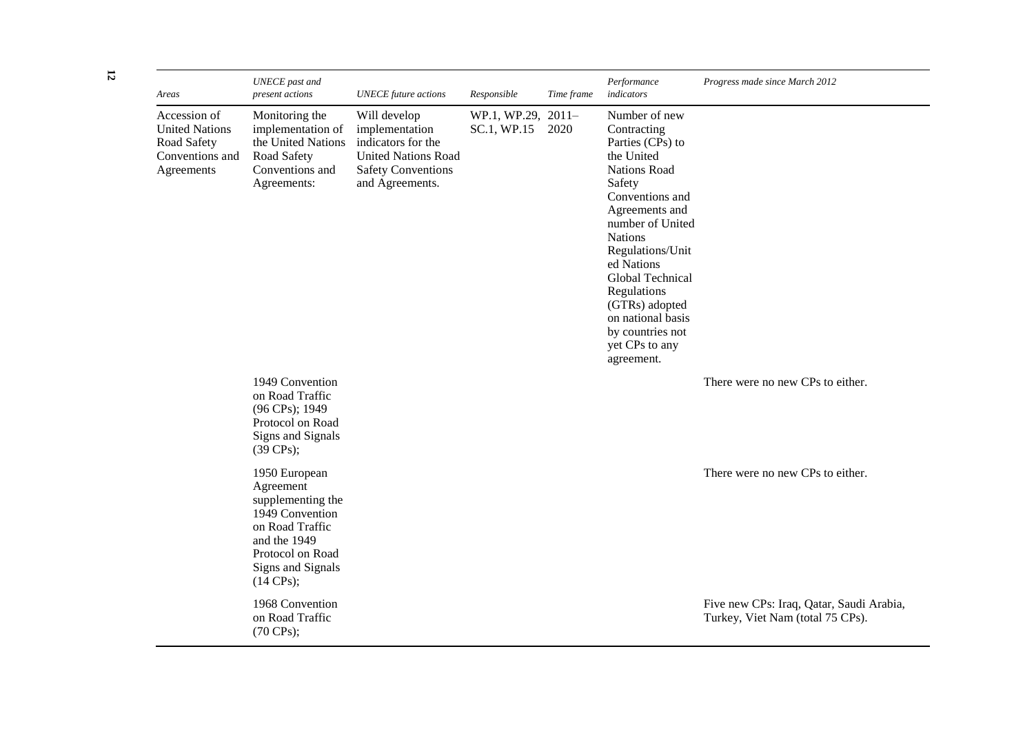| *Areas* | *UNECE past and present actions* | *UNECE future actions* | *Responsible* | *Time frame* | *Performance indicators* | *Progress made since March 2012* |
|---|---|---|---|---|---|---|
| Accession of United Nations Road Safety Conventions and Agreements | Monitoring the implementation of the United Nations Road Safety Conventions and Agreements: | Will develop implementation indicators for the United Nations Road Safety Conventions and Agreements. | WP.1, WP.29, SC.1, WP.15 | 2011–2020 | Number of new Contracting Parties (CPs) to the United Nations Road Safety Conventions and Agreements and number of United Nations Regulations/United Nations Global Technical Regulations (GTRs) adopted on national basis by countries not yet CPs to any agreement. | |
| | 1949 Convention on Road Traffic (96 CPs); 1949 Protocol on Road Signs and Signals (39 CPs); | | | | | There were no new CPs to either. |
| | 1950 European Agreement supplementing the 1949 Convention on Road Traffic and the 1949 Protocol on Road Signs and Signals (14 CPs); | | | | | There were no new CPs to either. |
| | 1968 Convention on Road Traffic (70 CPs); | | | | | Five new CPs: Iraq, Qatar, Saudi Arabia, Turkey, Viet Nam (total 75 CPs). |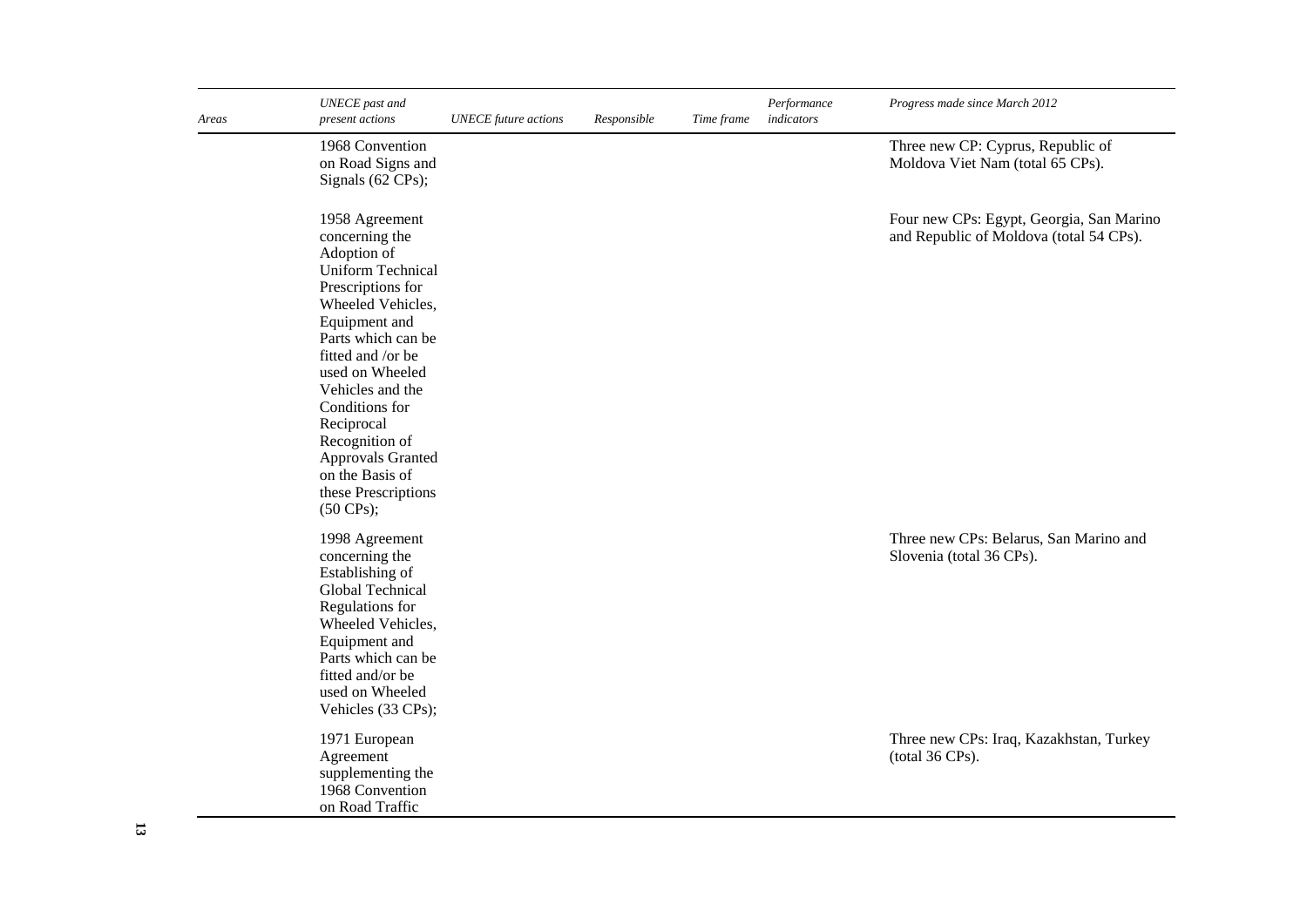| Areas | UNECE past and present actions | UNECE future actions | Responsible | Time frame | Performance indicators | Progress made since March 2012 |
|---|---|---|---|---|---|---|
| | 1968 Convention on Road Signs and Signals (62 CPs); | | | | | Three new CP: Cyprus, Republic of Moldova Viet Nam (total 65 CPs). |
| | 1958 Agreement concerning the Adoption of Uniform Technical Prescriptions for Wheeled Vehicles, Equipment and Parts which can be fitted and /or be used on Wheeled Vehicles and the Conditions for Reciprocal Recognition of Approvals Granted on the Basis of these Prescriptions (50 CPs); | | | | | Four new CPs: Egypt, Georgia, San Marino and Republic of Moldova (total 54 CPs). |
| | 1998 Agreement concerning the Establishing of Global Technical Regulations for Wheeled Vehicles, Equipment and Parts which can be fitted and/or be used on Wheeled Vehicles (33 CPs); | | | | | Three new CPs: Belarus, San Marino and Slovenia (total 36 CPs). |
| | 1971 European Agreement supplementing the 1968 Convention on Road Traffic | | | | | Three new CPs: Iraq, Kazakhstan, Turkey (total 36 CPs). |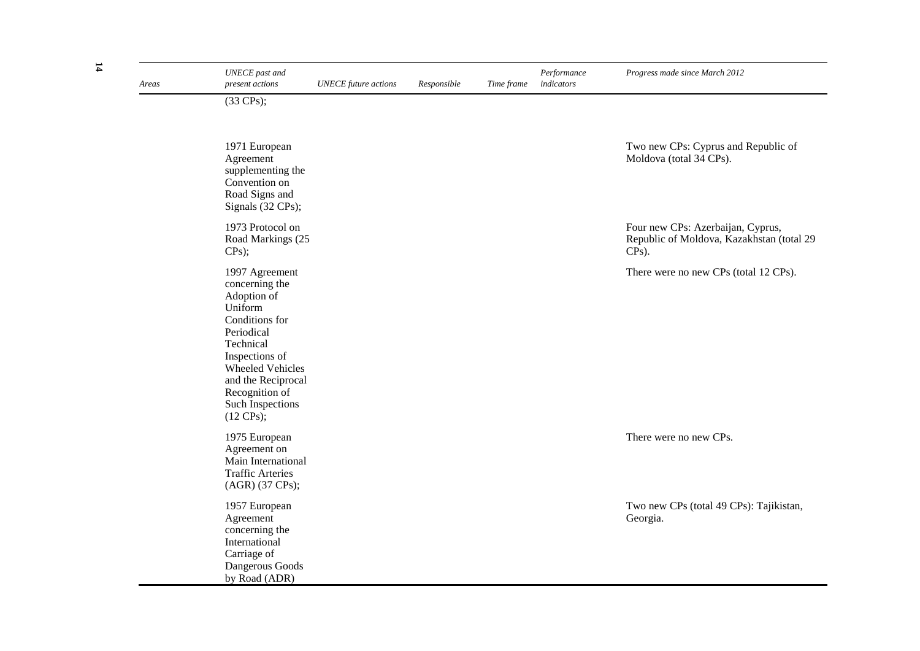| Areas | UNECE past and present actions | UNECE future actions | Responsible | Time frame | Performance indicators | Progress made since March 2012 |
|---|---|---|---|---|---|---|
| | (33 CPs); | | | | | |
| | 1971 European Agreement supplementing the Convention on Road Signs and Signals (32 CPs); | | | | | Two new CPs: Cyprus and Republic of Moldova (total 34 CPs). |
| | 1973 Protocol on Road Markings (25 CPs); | | | | | Four new CPs: Azerbaijan, Cyprus, Republic of Moldova, Kazakhstan (total 29 CPs). |
| | 1997 Agreement concerning the Adoption of Uniform Conditions for Periodical Technical Inspections of Wheeled Vehicles and the Reciprocal Recognition of Such Inspections (12 CPs); | | | | | There were no new CPs (total 12 CPs). |
| | 1975 European Agreement on Main International Traffic Arteries (AGR) (37 CPs); | | | | | There were no new CPs. |
| | 1957 European Agreement concerning the International Carriage of Dangerous Goods by Road (ADR) | | | | | Two new CPs (total 49 CPs): Tajikistan, Georgia. |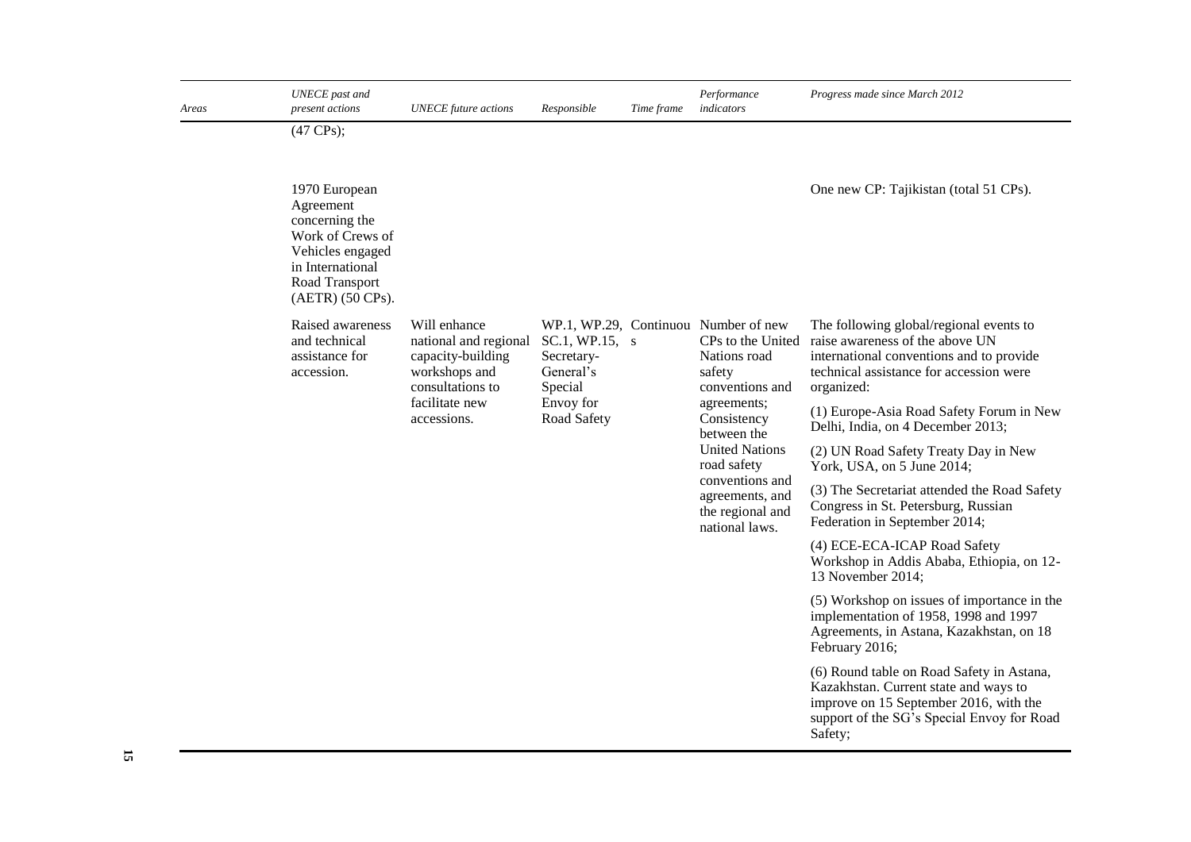| Areas | UNECE past and present actions | UNECE future actions | Responsible | Time frame | Performance indicators | Progress made since March 2012 |
|---|---|---|---|---|---|---|
| | (47 CPs); | | | | | |
| | 1970 European Agreement concerning the Work of Crews of Vehicles engaged in International Road Transport (AETR) (50 CPs). | | | | | One new CP: Tajikistan (total 51 CPs). |
| | Raised awareness and technical assistance for accession. | Will enhance national and regional capacity-building workshops and consultations to facilitate new accessions. | WP.1, WP.29, SC.1, WP.15, Secretary-General's Special Envoy for Road Safety | Continuous | Number of new CPs to the United Nations road safety conventions and agreements; Consistency between the United Nations road safety conventions and agreements, and the regional and national laws. | The following global/regional events to raise awareness of the above UN international conventions and to provide technical assistance for accession were organized:<br>(1) Europe-Asia Road Safety Forum in New Delhi, India, on 4 December 2013;<br>(2) UN Road Safety Treaty Day in New York, USA, on 5 June 2014;<br>(3) The Secretariat attended the Road Safety Congress in St. Petersburg, Russian Federation in September 2014;<br>(4) ECE-ECA-ICAP Road Safety Workshop in Addis Ababa, Ethiopia, on 12-13 November 2014;<br>(5) Workshop on issues of importance in the implementation of 1958, 1998 and 1997 Agreements, in Astana, Kazakhstan, on 18 February 2016;<br>(6) Round table on Road Safety in Astana, Kazakhstan. Current state and ways to improve on 15 September 2016, with the support of the SG's Special Envoy for Road Safety; |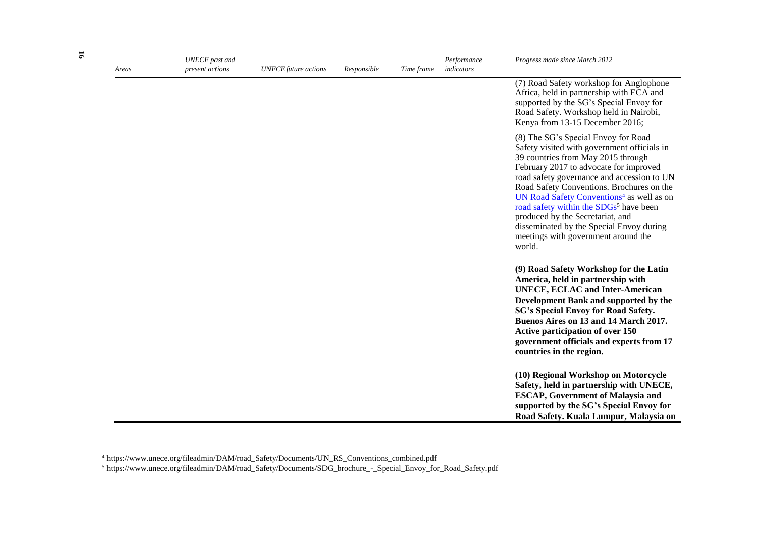| *Areas* | *UNECE past and present actions* | *UNECE future actions* | *Responsible* | *Time frame* | *Performance indicators* | *Progress made since March 2012* |
|---|---|---|---|---|---|---|
| | | | | | | (7) Road Safety workshop for Anglophone Africa, held in partnership with ECA and supported by the SG's Special Envoy for Road Safety. Workshop held in Nairobi, Kenya from 13-15 December 2016;<br><br>(8) The SG's Special Envoy for Road Safety visited with government officials in 39 countries from May 2015 through February 2017 to advocate for improved road safety governance and accession to UN Road Safety Conventions. Brochures on the UN Road Safety Conventions[4] as well as on road safety within the SDGs[5] have been produced by the Secretariat, and disseminated by the Special Envoy during meetings with government around the world.<br><br>**(9) Road Safety Workshop for the Latin America, held in partnership with UNECE, ECLAC and Inter-American Development Bank and supported by the SG's Special Envoy for Road Safety. Buenos Aires on 13 and 14 March 2017. Active participation of over 150 government officials and experts from 17 countries in the region.**<br><br>**(10) Regional Workshop on Motorcycle Safety, held in partnership with UNECE, ESCAP, Government of Malaysia and supported by the SG's Special Envoy for Road Safety. Kuala Lumpur, Malaysia on** |

[4] https://www.unece.org/fileadmin/DAM/road_Safety/Documents/UN_RS_Conventions_combined.pdf

[5] https://www.unece.org/fileadmin/DAM/road_Safety/Documents/SDG_brochure_-_Special_Envoy_for_Road_Safety.pdf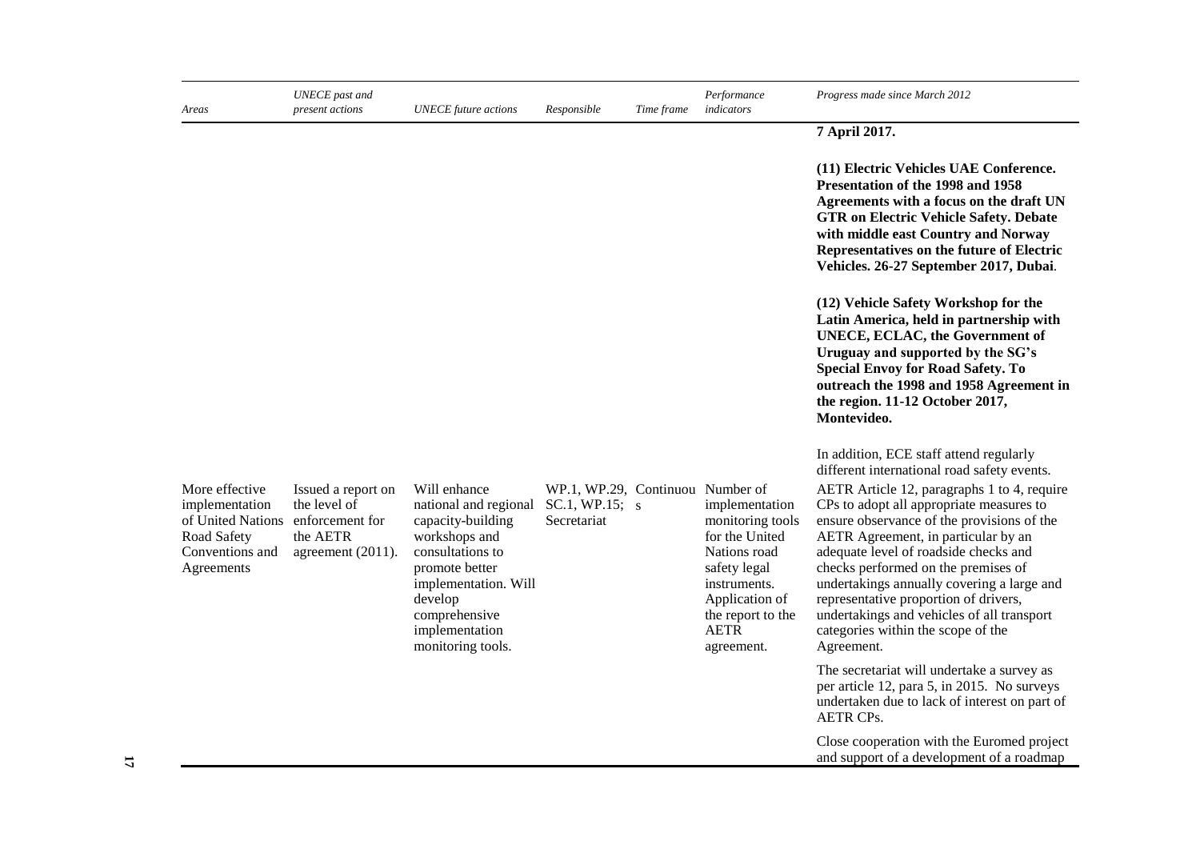| Areas | UNECE past and present actions | UNECE future actions | Responsible | Time frame | Performance indicators | Progress made since March 2012 |
|---|---|---|---|---|---|---|
| | | | | | | **7 April 2017.**<br><br>**(11) Electric Vehicles UAE Conference. Presentation of the 1998 and 1958 Agreements with a focus on the draft UN GTR on Electric Vehicle Safety. Debate with middle east Country and Norway Representatives on the future of Electric Vehicles. 26-27 September 2017, Dubai**.<br><br>**(12) Vehicle Safety Workshop for the Latin America, held in partnership with UNECE, ECLAC, the Government of Uruguay and supported by the SG's Special Envoy for Road Safety. To outreach the 1998 and 1958 Agreement in the region. 11-12 October 2017, Montevideo.**<br><br>In addition, ECE staff attend regularly different international road safety events. |
| More effective implementation of United Nations Road Safety Conventions and Agreements | Issued a report on the level of enforcement for the AETR agreement (2011). | Will enhance national and regional capacity-building workshops and consultations to promote better implementation. Will develop comprehensive implementation monitoring tools. | WP.1, WP.29, SC.1, WP.15; Secretariat | Continuous | Number of implementation monitoring tools for the United Nations road safety legal instruments. Application of the report to the AETR agreement. | AETR Article 12, paragraphs 1 to 4, require CPs to adopt all appropriate measures to ensure observance of the provisions of the AETR Agreement, in particular by an adequate level of roadside checks and checks performed on the premises of undertakings annually covering a large and representative proportion of drivers, undertakings and vehicles of all transport categories within the scope of the Agreement.<br><br>The secretariat will undertake a survey as per article 12, para 5, in 2015. No surveys undertaken due to lack of interest on part of AETR CPs.<br><br>Close cooperation with the Euromed project and support of a development of a roadmap |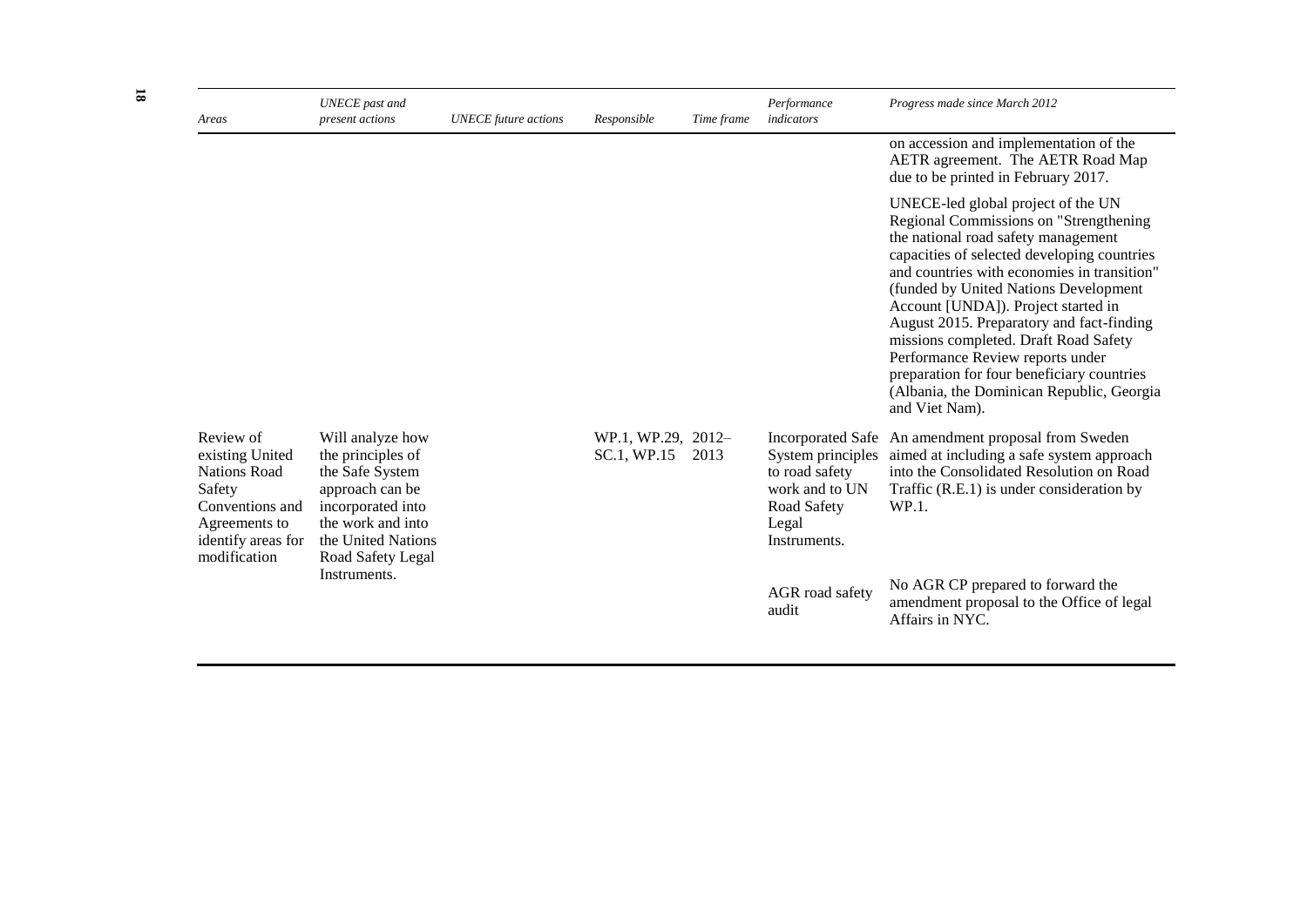| Areas | UNECE past and present actions | UNECE future actions | Responsible | Time frame | Performance indicators | Progress made since March 2012 |
|---|---|---|---|---|---|---|
| | | | | | | on accession and implementation of the AETR agreement. The AETR Road Map due to be printed in February 2017. |
| | | | | | | UNECE-led global project of the UN Regional Commissions on "Strengthening the national road safety management capacities of selected developing countries and countries with economies in transition" (funded by United Nations Development Account [UNDA]). Project started in August 2015. Preparatory and fact-finding missions completed. Draft Road Safety Performance Review reports under preparation for four beneficiary countries (Albania, the Dominican Republic, Georgia and Viet Nam). |
| Review of existing United Nations Road Safety Conventions and Agreements to identify areas for modification | Will analyze how the principles of the Safe System approach can be incorporated into the work and into the United Nations Road Safety Legal Instruments. | | WP.1, WP.29, SC.1, WP.15 | 2012–2013 | Incorporated Safe System principles to road safety work and to UN Road Safety Legal Instruments. | An amendment proposal from Sweden aimed at including a safe system approach into the Consolidated Resolution on Road Traffic (R.E.1) is under consideration by WP.1. |
| | | | | | AGR road safety audit | No AGR CP prepared to forward the amendment proposal to the Office of legal Affairs in NYC. |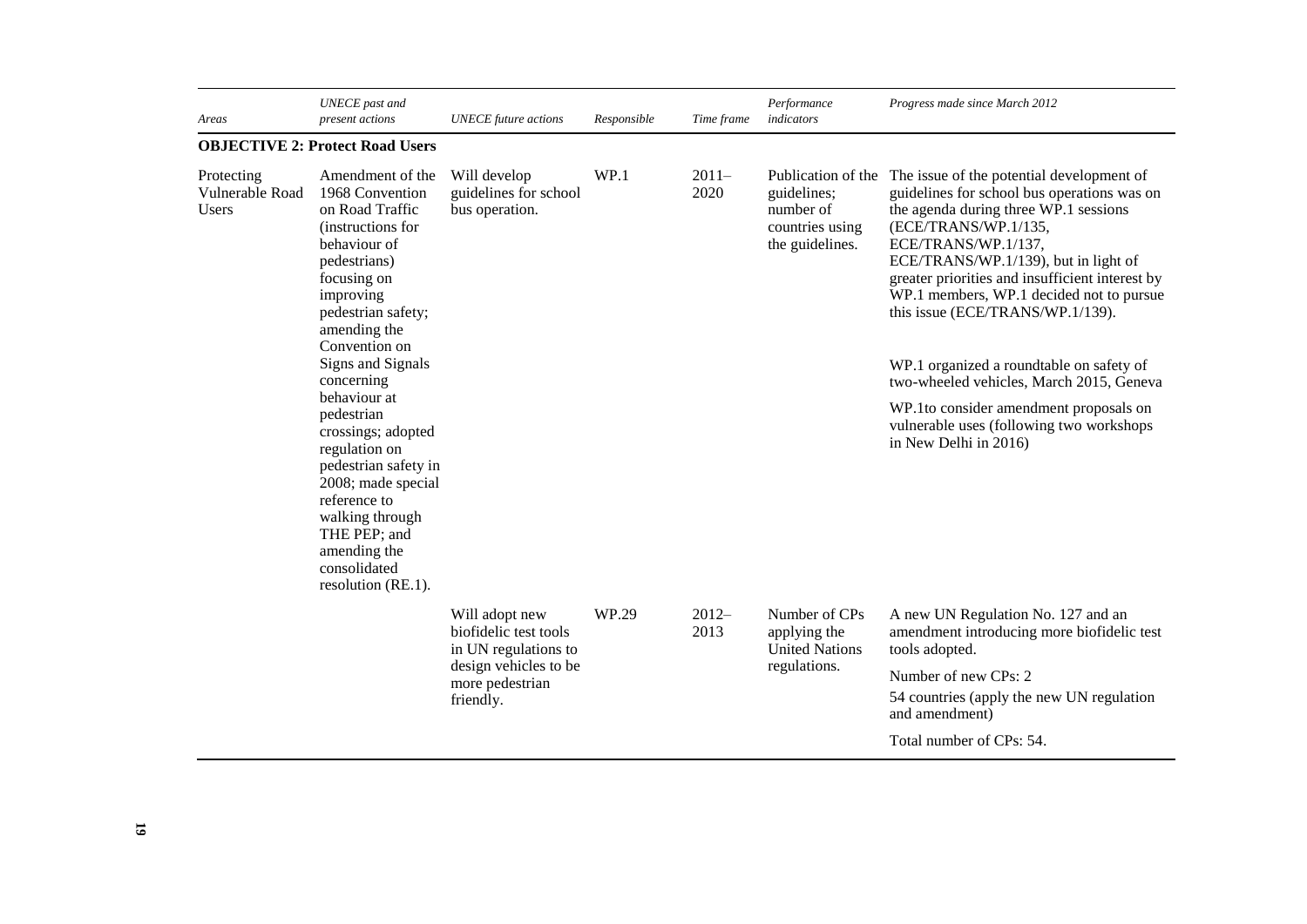| Areas | UNECE past and present actions | UNECE future actions | Responsible | Time frame | Performance indicators | Progress made since March 2012 |
|---|---|---|---|---|---|---|
| **OBJECTIVE 2: Protect Road Users** | | | | | | |
| Protecting Vulnerable Road Users | Amendment of the 1968 Convention on Road Traffic (instructions for behaviour of pedestrians) focusing on improving pedestrian safety; amending the Convention on Signs and Signals concerning behaviour at pedestrian crossings; adopted regulation on pedestrian safety in 2008; made special reference to walking through THE PEP; and amending the consolidated resolution (RE.1). | Will develop guidelines for school bus operation. | WP.1 | 2011–2020 | Publication of the guidelines; number of countries using the guidelines. | The issue of the potential development of guidelines for school bus operations was on the agenda during three WP.1 sessions (ECE/TRANS/WP.1/135, ECE/TRANS/WP.1/137, ECE/TRANS/WP.1/139), but in light of greater priorities and insufficient interest by WP.1 members, WP.1 decided not to pursue this issue (ECE/TRANS/WP.1/139).<br><br>WP.1 organized a roundtable on safety of two-wheeled vehicles, March 2015, Geneva<br><br>WP.1to consider amendment proposals on vulnerable uses (following two workshops in New Delhi in 2016) |
| | | Will adopt new biofidelic test tools in UN regulations to design vehicles to be more pedestrian friendly. | WP.29 | 2012–2013 | Number of CPs applying the United Nations regulations. | A new UN Regulation No. 127 and an amendment introducing more biofidelic test tools adopted.<br><br>Number of new CPs: 2<br><br>54 countries (apply the new UN regulation and amendment)<br><br>Total number of CPs: 54. |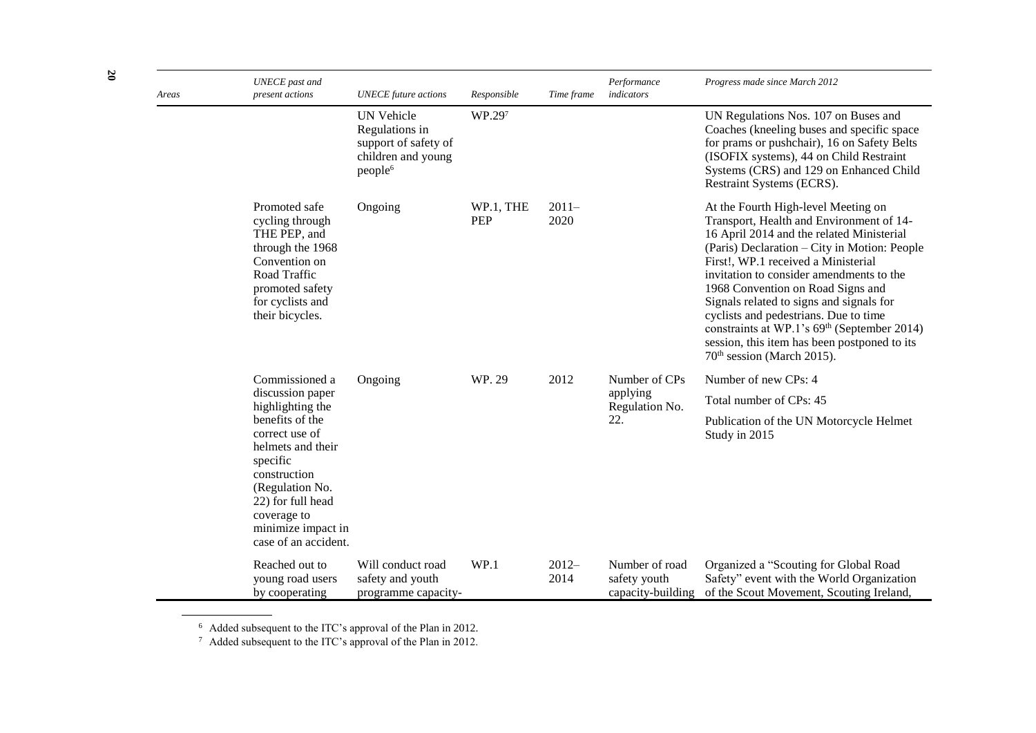| Areas | UNECE past and present actions | UNECE future actions | Responsible | Time frame | Performance indicators | Progress made since March 2012 |
|---|---|---|---|---|---|---|
| | | UN Vehicle Regulations in support of safety of children and young people[6] | WP.29[7] | | | UN Regulations Nos. 107 on Buses and Coaches (kneeling buses and specific space for prams or pushchair), 16 on Safety Belts (ISOFIX systems), 44 on Child Restraint Systems (CRS) and 129 on Enhanced Child Restraint Systems (ECRS). |
| | Promoted safe cycling through THE PEP, and through the 1968 Convention on Road Traffic promoted safety for cyclists and their bicycles. | Ongoing | WP.1, THE PEP | 2011–2020 | | At the Fourth High-level Meeting on Transport, Health and Environment of 14-16 April 2014 and the related Ministerial (Paris) Declaration – City in Motion: People First!, WP.1 received a Ministerial invitation to consider amendments to the 1968 Convention on Road Signs and Signals related to signs and signals for cyclists and pedestrians. Due to time constraints at WP.1's 69th (September 2014) session, this item has been postponed to its 70th session (March 2015). |
| | Commissioned a discussion paper highlighting the benefits of the correct use of helmets and their specific construction (Regulation No. 22) for full head coverage to minimize impact in case of an accident. | Ongoing | WP. 29 | 2012 | Number of CPs applying Regulation No. 22. | Number of new CPs: 4<br>Total number of CPs: 45<br>Publication of the UN Motorcycle Helmet Study in 2015 |
| | Reached out to young road users by cooperating | Will conduct road safety and youth programme capacity- | WP.1 | 2012–2014 | Number of road safety youth capacity-building | Organized a "Scouting for Global Road Safety" event with the World Organization of the Scout Movement, Scouting Ireland, |

[6] Added subsequent to the ITC's approval of the Plan in 2012.

[7] Added subsequent to the ITC's approval of the Plan in 2012.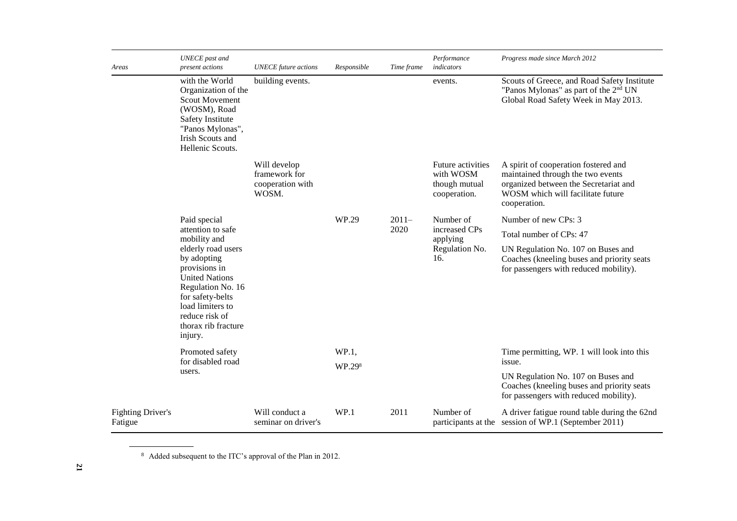| Areas | UNECE past and present actions | UNECE future actions | Responsible | Time frame | Performance indicators | Progress made since March 2012 |
|---|---|---|---|---|---|---|
| | with the World Organization of the Scout Movement (WOSM), Road Safety Institute "Panos Mylonas", Irish Scouts and Hellenic Scouts. | building events. | | | events. | Scouts of Greece, and Road Safety Institute "Panos Mylonas" as part of the 2nd UN Global Road Safety Week in May 2013. |
| | | Will develop framework for cooperation with WOSM. | | | Future activities with WOSM though mutual cooperation. | A spirit of cooperation fostered and maintained through the two events organized between the Secretariat and WOSM which will facilitate future cooperation. |
| | Paid special attention to safe mobility and elderly road users by adopting provisions in United Nations Regulation No. 16 for safety-belts load limiters to reduce risk of thorax rib fracture injury. | | WP.29 | 2011–2020 | Number of increased CPs applying Regulation No. 16. | Number of new CPs: 3<br>Total number of CPs: 47<br>UN Regulation No. 107 on Buses and Coaches (kneeling buses and priority seats for passengers with reduced mobility). |
| | Promoted safety for disabled road users. | | WP.1, WP.29[8] | | | Time permitting, WP. 1 will look into this issue.<br>UN Regulation No. 107 on Buses and Coaches (kneeling buses and priority seats for passengers with reduced mobility). |
| Fighting Driver's Fatigue | | Will conduct a seminar on driver's | WP.1 | 2011 | Number of participants at the | A driver fatigue round table during the 62nd session of WP.1 (September 2011) |

[8] Added subsequent to the ITC's approval of the Plan in 2012.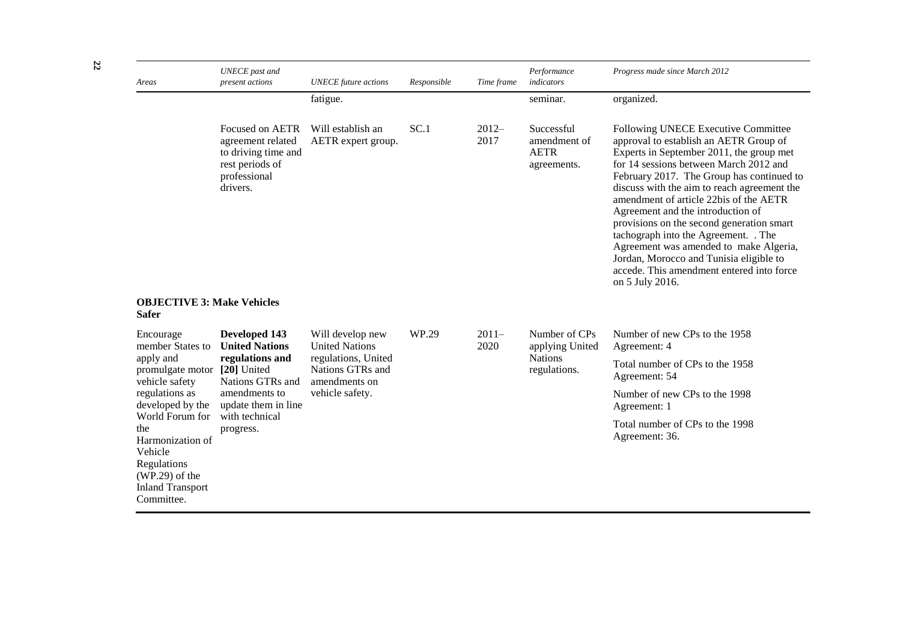| *Areas* | *UNECE past and present actions* | *UNECE future actions* | *Responsible* | *Time frame* | *Performance indicators* | *Progress made since March 2012* |
|---|---|---|---|---|---|---|
| | | fatigue. | | | seminar. | organized. |
| | Focused on AETR agreement related to driving time and rest periods of professional drivers. | Will establish an AETR expert group. | SC.1 | 2012–2017 | Successful amendment of AETR agreements. | Following UNECE Executive Committee approval to establish an AETR Group of Experts in September 2011, the group met for 14 sessions between March 2012 and February 2017. The Group has continued to discuss with the aim to reach agreement the amendment of article 22bis of the AETR Agreement and the introduction of provisions on the second generation smart tachograph into the Agreement. . The Agreement was amended to make Algeria, Jordan, Morocco and Tunisia eligible to accede. This amendment entered into force on 5 July 2016. |
| **OBJECTIVE 3: Make Vehicles Safer** | | | | | | |
| Encourage member States to apply and promulgate motor vehicle safety regulations as developed by the World Forum for the Harmonization of Vehicle Regulations (WP.29) of the Inland Transport Committee. | **Developed 143 United Nations regulations and [20]** United Nations GTRs and amendments to update them in line with technical progress. | Will develop new United Nations regulations, United Nations GTRs and amendments on vehicle safety. | WP.29 | 2011–2020 | Number of CPs applying United Nations regulations. | Number of new CPs to the 1958 Agreement: 4<br><br>Total number of CPs to the 1958 Agreement: 54<br><br>Number of new CPs to the 1998 Agreement: 1<br><br>Total number of CPs to the 1998 Agreement: 36. |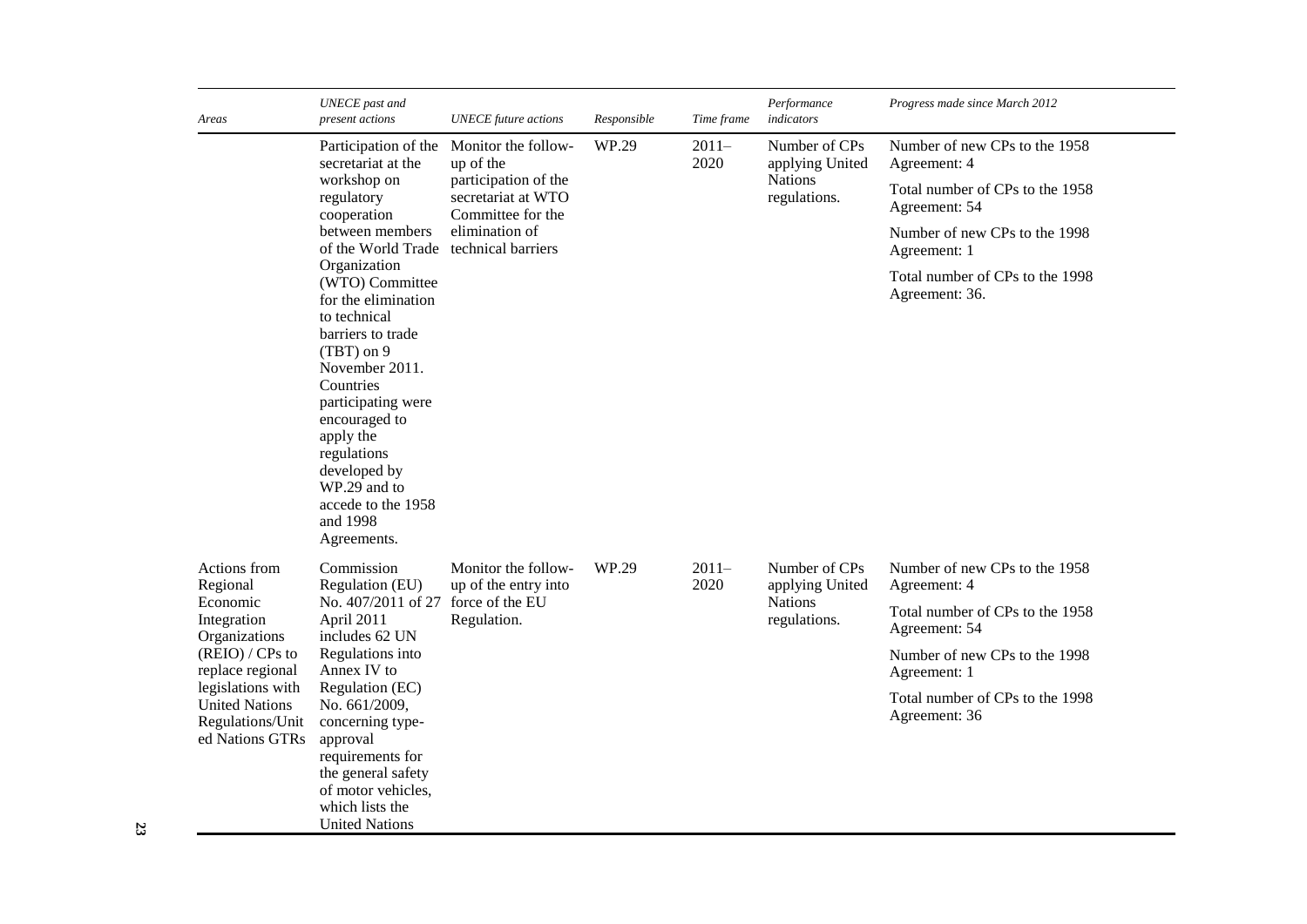| *Areas* | *UNECE past and present actions* | *UNECE future actions* | *Responsible* | *Time frame* | *Performance indicators* | *Progress made since March 2012* |
|---|---|---|---|---|---|---|
| | Participation of the secretariat at the workshop on regulatory cooperation between members of the World Trade Organization (WTO) Committee for the elimination to technical barriers to trade (TBT) on 9 November 2011. Countries participating were encouraged to apply the regulations developed by WP.29 and to accede to the 1958 and 1998 Agreements. | Monitor the follow-up of the participation of the secretariat at WTO Committee for the elimination of technical barriers | WP.29 | 2011–2020 | Number of CPs applying United Nations regulations. | Number of new CPs to the 1958 Agreement: 4<br><br>Total number of CPs to the 1958 Agreement: 54<br><br>Number of new CPs to the 1998 Agreement: 1<br><br>Total number of CPs to the 1998 Agreement: 36. |
| Actions from Regional Economic Integration Organizations (REIO) / CPs to replace regional legislations with United Nations Regulations/United Nations GTRs | Commission Regulation (EU) No. 407/2011 of 27 April 2011 includes 62 UN Regulations into Annex IV to Regulation (EC) No. 661/2009, concerning type-approval requirements for the general safety of motor vehicles, which lists the United Nations | Monitor the follow-up of the entry into force of the EU Regulation. | WP.29 | 2011–2020 | Number of CPs applying United Nations regulations. | Number of new CPs to the 1958 Agreement: 4<br><br>Total number of CPs to the 1958 Agreement: 54<br><br>Number of new CPs to the 1998 Agreement: 1<br><br>Total number of CPs to the 1998 Agreement: 36 |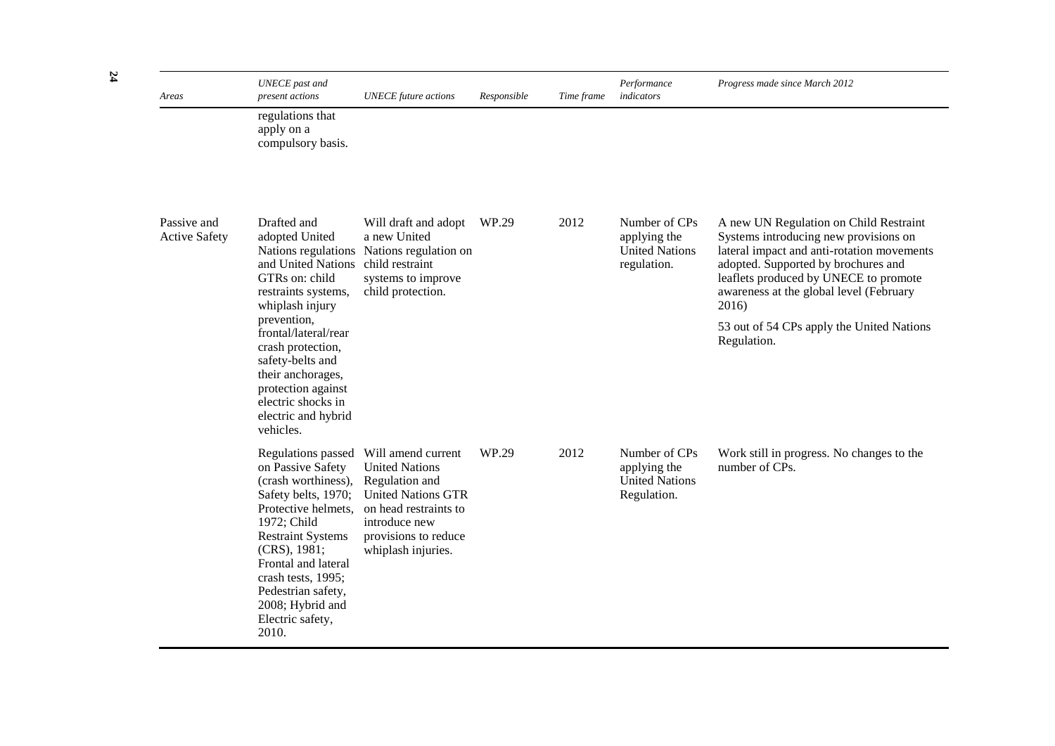| Areas | UNECE past and present actions | UNECE future actions | Responsible | Time frame | Performance indicators | Progress made since March 2012 |
| --- | --- | --- | --- | --- | --- | --- |
| | regulations that apply on a compulsory basis. | | | | | |
| Passive and Active Safety | Drafted and adopted United Nations regulations and United Nations GTRs on: child restraints systems, whiplash injury prevention, frontal/lateral/rear crash protection, safety-belts and their anchorages, protection against electric shocks in electric and hybrid vehicles. | Will draft and adopt a new United Nations regulation on child restraint systems to improve child protection. | WP.29 | 2012 | Number of CPs applying the United Nations regulation. | A new UN Regulation on Child Restraint Systems introducing new provisions on lateral impact and anti-rotation movements adopted. Supported by brochures and leaflets produced by UNECE to promote awareness at the global level (February 2016)<br><br>53 out of 54 CPs apply the United Nations Regulation. |
| | Regulations passed on Passive Safety (crash worthiness), Safety belts, 1970; Protective helmets, 1972; Child Restraint Systems (CRS), 1981; Frontal and lateral crash tests, 1995; Pedestrian safety, 2008; Hybrid and Electric safety, 2010. | Will amend current United Nations Regulation and United Nations GTR on head restraints to introduce new provisions to reduce whiplash injuries. | WP.29 | 2012 | Number of CPs applying the United Nations Regulation. | Work still in progress. No changes to the number of CPs. |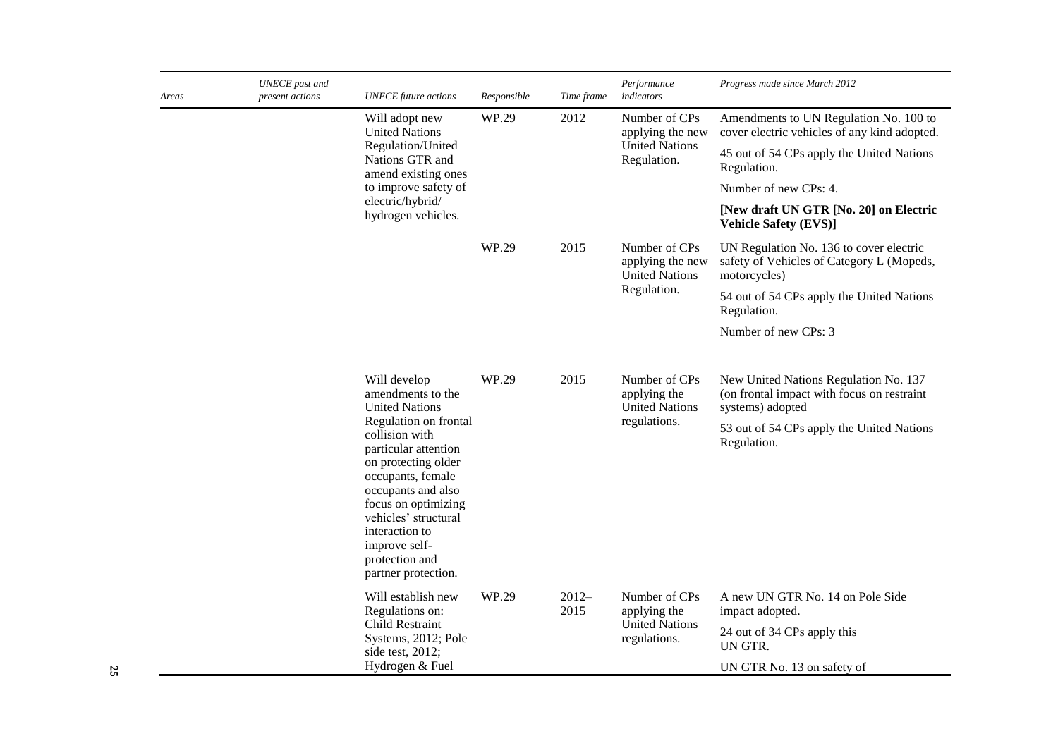| Areas | UNECE past and present actions | UNECE future actions | Responsible | Time frame | Performance indicators | Progress made since March 2012 |
|---|---|---|---|---|---|---|
| | | Will adopt new United Nations Regulation/United Nations GTR and amend existing ones to improve safety of electric/hybrid/ hydrogen vehicles. | WP.29 | 2012 | Number of CPs applying the new United Nations Regulation. | Amendments to UN Regulation No. 100 to cover electric vehicles of any kind adopted.<br><br>45 out of 54 CPs apply the United Nations Regulation.<br><br>Number of new CPs: 4.<br><br>**[New draft UN GTR [No. 20] on Electric Vehicle Safety (EVS)]** |
| | | | WP.29 | 2015 | Number of CPs applying the new United Nations Regulation. | UN Regulation No. 136 to cover electric safety of Vehicles of Category L (Mopeds, motorcycles)<br><br>54 out of 54 CPs apply the United Nations Regulation.<br><br>Number of new CPs: 3 |
| | | Will develop amendments to the United Nations Regulation on frontal collision with particular attention on protecting older occupants, female occupants and also focus on optimizing vehicles' structural interaction to improve self-protection and partner protection. | WP.29 | 2015 | Number of CPs applying the United Nations regulations. | New United Nations Regulation No. 137 (on frontal impact with focus on restraint systems) adopted<br><br>53 out of 54 CPs apply the United Nations Regulation. |
| | | Will establish new Regulations on: Child Restraint Systems, 2012; Pole side test, 2012; Hydrogen & Fuel | WP.29 | 2012–2015 | Number of CPs applying the United Nations regulations. | A new UN GTR No. 14 on Pole Side impact adopted.<br><br>24 out of 34 CPs apply this UN GTR.<br><br>UN GTR No. 13 on safety of |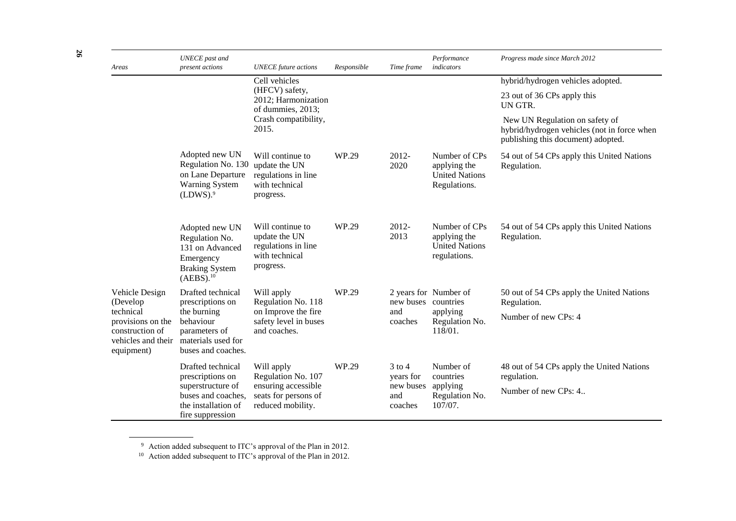| Areas | UNECE past and present actions | UNECE future actions | Responsible | Time frame | Performance indicators | Progress made since March 2012 |
|---|---|---|---|---|---|---|
| | | Cell vehicles (HFCV) safety, 2012; Harmonization of dummies, 2013; Crash compatibility, 2015. | | | | hybrid/hydrogen vehicles adopted.<br>23 out of 36 CPs apply this UN GTR.<br>New UN Regulation on safety of hybrid/hydrogen vehicles (not in force when publishing this document) adopted. |
| | Adopted new UN Regulation No. 130 on Lane Departure Warning System (LDWS).[9] | Will continue to update the UN regulations in line with technical progress. | WP.29 | 2012-2020 | Number of CPs applying the United Nations Regulations. | 54 out of 54 CPs apply this United Nations Regulation. |
| | Adopted new UN Regulation No. 131 on Advanced Emergency Braking System (AEBS).[10] | Will continue to update the UN regulations in line with technical progress. | WP.29 | 2012-2013 | Number of CPs applying the United Nations regulations. | 54 out of 54 CPs apply this United Nations Regulation. |
| Vehicle Design (Develop technical provisions on the construction of vehicles and their equipment) | Drafted technical prescriptions on the burning behaviour parameters of materials used for buses and coaches. | Will apply Regulation No. 118 on Improve the fire safety level in buses and coaches. | WP.29 | 2 years for new buses and coaches | Number of countries applying Regulation No. 118/01. | 50 out of 54 CPs apply the United Nations Regulation.<br>Number of new CPs: 4 |
| | Drafted technical prescriptions on superstructure of buses and coaches, the installation of fire suppression | Will apply Regulation No. 107 ensuring accessible seats for persons of reduced mobility. | WP.29 | 3 to 4 years for new buses and coaches | Number of countries applying Regulation No. 107/07. | 48 out of 54 CPs apply the United Nations regulation.<br>Number of new CPs: 4.. |

[9] Action added subsequent to ITC's approval of the Plan in 2012.

[10] Action added subsequent to ITC's approval of the Plan in 2012.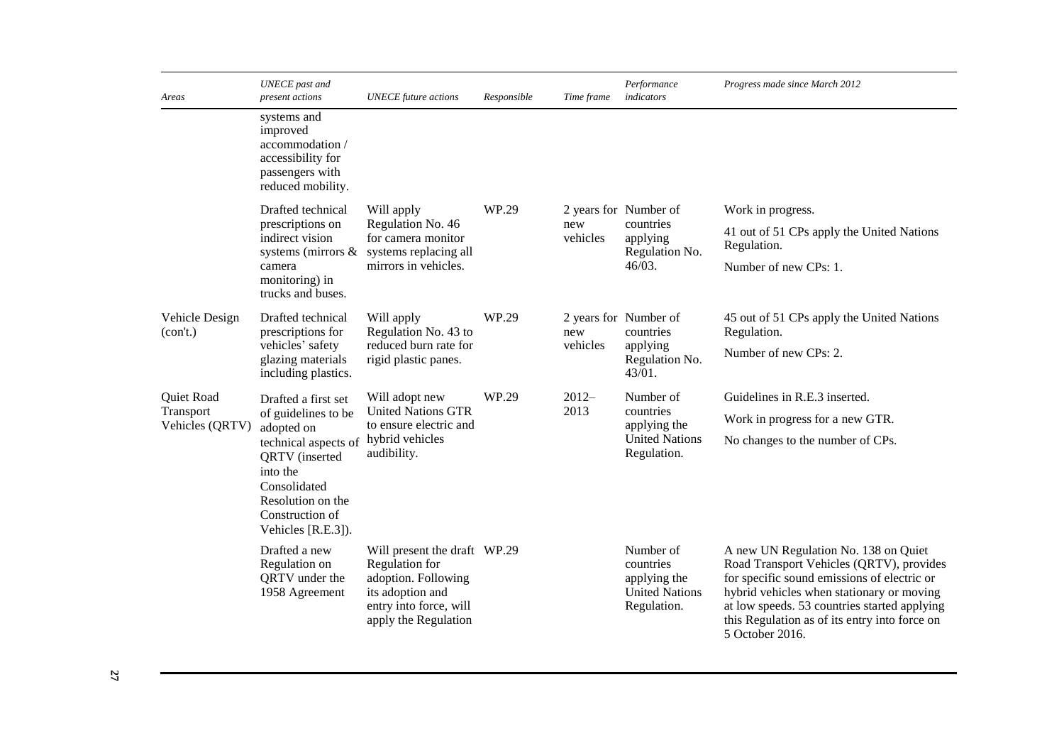| Areas | UNECE past and present actions | UNECE future actions | Responsible | Time frame | Performance indicators | Progress made since March 2012 |
|---|---|---|---|---|---|---|
| | systems and improved accommodation / accessibility for passengers with reduced mobility. | | | | | |
| | Drafted technical prescriptions on indirect vision systems (mirrors & camera monitoring) in trucks and buses. | Will apply Regulation No. 46 for camera monitor systems replacing all mirrors in vehicles. | WP.29 | 2 years for new vehicles | Number of countries applying Regulation No. 46/03. | Work in progress.<br>41 out of 51 CPs apply the United Nations Regulation.<br>Number of new CPs: 1. |
| Vehicle Design (con't.) | Drafted technical prescriptions for vehicles' safety glazing materials including plastics. | Will apply Regulation No. 43 to reduced burn rate for rigid plastic panes. | WP.29 | 2 years for new vehicles | Number of countries applying Regulation No. 43/01. | 45 out of 51 CPs apply the United Nations Regulation.<br>Number of new CPs: 2. |
| Quiet Road Transport Vehicles (QRTV) | Drafted a first set of guidelines to be adopted on technical aspects of QRTV (inserted into the Consolidated Resolution on the Construction of Vehicles [R.E.3]). | Will adopt new United Nations GTR to ensure electric and hybrid vehicles audibility. | WP.29 | 2012–2013 | Number of countries applying the United Nations Regulation. | Guidelines in R.E.3 inserted.<br>Work in progress for a new GTR.<br>No changes to the number of CPs. |
| | Drafted a new Regulation on QRTV under the 1958 Agreement | Will present the draft Regulation for adoption. Following its adoption and entry into force, will apply the Regulation | WP.29 | | Number of countries applying the United Nations Regulation. | A new UN Regulation No. 138 on Quiet Road Transport Vehicles (QRTV), provides for specific sound emissions of electric or hybrid vehicles when stationary or moving at low speeds. 53 countries started applying this Regulation as of its entry into force on 5 October 2016. |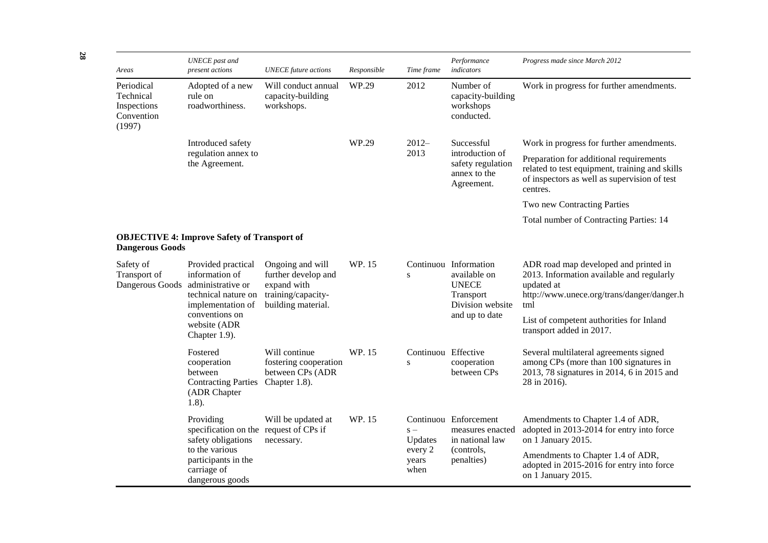| Areas | UNECE past and present actions | UNECE future actions | Responsible | Time frame | Performance indicators | Progress made since March 2012 |
|---|---|---|---|---|---|---|
| Periodical Technical Inspections Convention (1997) | Adopted of a new rule on roadworthiness. | Will conduct annual capacity-building workshops. | WP.29 | 2012 | Number of capacity-building workshops conducted. | Work in progress for further amendments. |
| | Introduced safety regulation annex to the Agreement. | | WP.29 | 2012–2013 | Successful introduction of safety regulation annex to the Agreement. | Work in progress for further amendments.<br>Preparation for additional requirements related to test equipment, training and skills of inspectors as well as supervision of test centres.<br>Two new Contracting Parties<br>Total number of Contracting Parties: 14 |
| **OBJECTIVE 4: Improve Safety of Transport of Dangerous Goods** | | | | | | |
| Safety of Transport of Dangerous Goods | Provided practical information of administrative or technical nature on implementation of conventions on website (ADR Chapter 1.9). | Ongoing and will further develop and expand with training/capacity-building material. | WP. 15 | Continuous | Information available on UNECE Transport Division website and up to date | ADR road map developed and printed in 2013. Information available and regularly updated at http://www.unece.org/trans/danger/danger.html<br>List of competent authorities for Inland transport added in 2017. |
| | Fostered cooperation between Contracting Parties (ADR Chapter 1.8). | Will continue fostering cooperation between CPs (ADR Chapter 1.8). | WP. 15 | Continuous | Effective cooperation between CPs | Several multilateral agreements signed among CPs (more than 100 signatures in 2013, 78 signatures in 2014, 6 in 2015 and 28 in 2016). |
| | Providing specification on the safety obligations to the various participants in the carriage of dangerous goods | Will be updated at request of CPs if necessary. | WP. 15 | Continuous – Updates every 2 years when | Enforcement measures enacted in national law (controls, penalties) | Amendments to Chapter 1.4 of ADR, adopted in 2013-2014 for entry into force on 1 January 2015.<br>Amendments to Chapter 1.4 of ADR, adopted in 2015-2016 for entry into force on 1 January 2015. |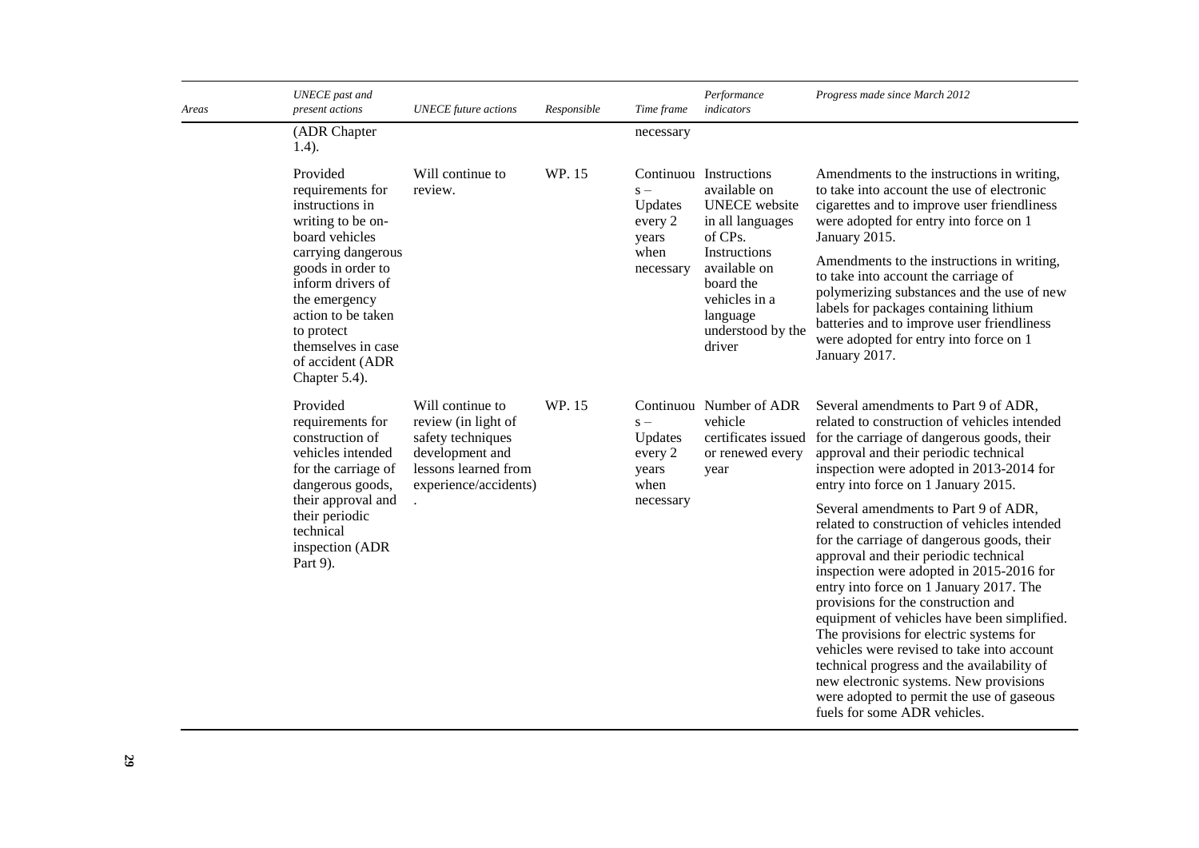| Areas | UNECE past and present actions | UNECE future actions | Responsible | Time frame | Performance indicators | Progress made since March 2012 |
| --- | --- | --- | --- | --- | --- | --- |
| | (ADR Chapter 1.4). | | | necessary | | |
| | Provided requirements for instructions in writing to be on-board vehicles carrying dangerous goods in order to inform drivers of the emergency action to be taken to protect themselves in case of accident (ADR Chapter 5.4). | Will continue to review. | WP. 15 | Continuous – Updates every 2 years when necessary | Instructions available on UNECE website in all languages of CPs. Instructions available on board the vehicles in a language understood by the driver | Amendments to the instructions in writing, to take into account the use of electronic cigarettes and to improve user friendliness were adopted for entry into force on 1 January 2015. Amendments to the instructions in writing, to take into account the carriage of polymerizing substances and the use of new labels for packages containing lithium batteries and to improve user friendliness were adopted for entry into force on 1 January 2017. |
| | Provided requirements for construction of vehicles intended for the carriage of dangerous goods, their approval and their periodic technical inspection (ADR Part 9). | Will continue to review (in light of safety techniques development and lessons learned from experience/accidents). | WP. 15 | Continuous – Updates every 2 years when necessary | Number of ADR vehicle certificates issued or renewed every year | Several amendments to Part 9 of ADR, related to construction of vehicles intended for the carriage of dangerous goods, their approval and their periodic technical inspection were adopted in 2013-2014 for entry into force on 1 January 2015. Several amendments to Part 9 of ADR, related to construction of vehicles intended for the carriage of dangerous goods, their approval and their periodic technical inspection were adopted in 2015-2016 for entry into force on 1 January 2017. The provisions for the construction and equipment of vehicles have been simplified. The provisions for electric systems for vehicles were revised to take into account technical progress and the availability of new electronic systems. New provisions were adopted to permit the use of gaseous fuels for some ADR vehicles. |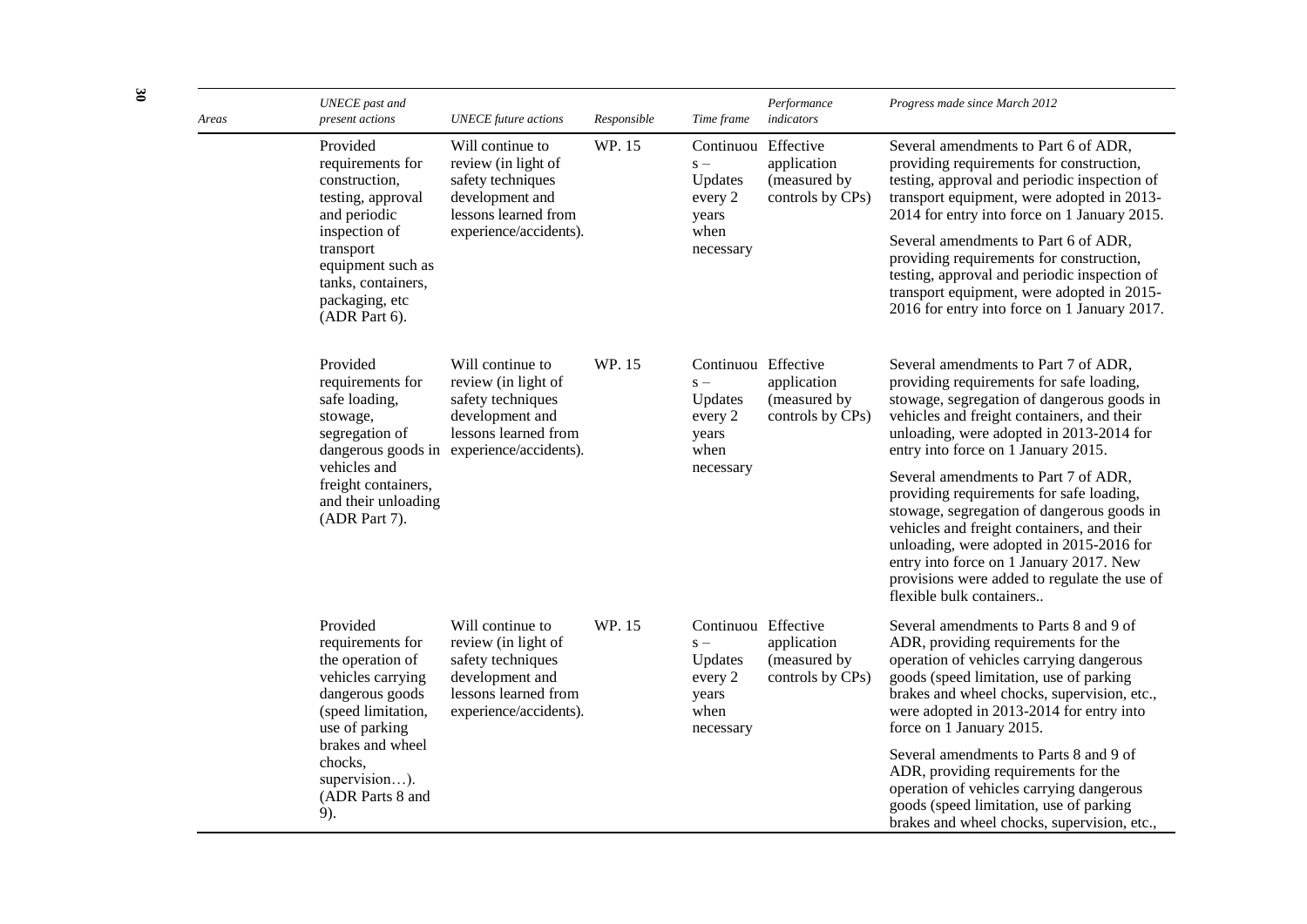| Areas | UNECE past and present actions | UNECE future actions | Responsible | Time frame | Performance indicators | Progress made since March 2012 |
| --- | --- | --- | --- | --- | --- | --- |
| | Provided requirements for construction, testing, approval and periodic inspection of transport equipment such as tanks, containers, packaging, etc (ADR Part 6). | Will continue to review (in light of safety techniques development and lessons learned from experience/accidents). | WP. 15 | Continuous – Updates every 2 years when necessary | Effective application (measured by controls by CPs) | Several amendments to Part 6 of ADR, providing requirements for construction, testing, approval and periodic inspection of transport equipment, were adopted in 2013-2014 for entry into force on 1 January 2015.<br><br>Several amendments to Part 6 of ADR, providing requirements for construction, testing, approval and periodic inspection of transport equipment, were adopted in 2015-2016 for entry into force on 1 January 2017. |
| | Provided requirements for safe loading, stowage, segregation of dangerous goods in vehicles and freight containers, and their unloading (ADR Part 7). | Will continue to review (in light of safety techniques development and lessons learned from experience/accidents). | WP. 15 | Continuous – Updates every 2 years when necessary | Effective application (measured by controls by CPs) | Several amendments to Part 7 of ADR, providing requirements for safe loading, stowage, segregation of dangerous goods in vehicles and freight containers, and their unloading, were adopted in 2013-2014 for entry into force on 1 January 2015.<br><br>Several amendments to Part 7 of ADR, providing requirements for safe loading, stowage, segregation of dangerous goods in vehicles and freight containers, and their unloading, were adopted in 2015-2016 for entry into force on 1 January 2017. New provisions were added to regulate the use of flexible bulk containers.. |
| | Provided requirements for the operation of vehicles carrying dangerous goods (speed limitation, use of parking brakes and wheel chocks, supervision…). (ADR Parts 8 and 9). | Will continue to review (in light of safety techniques development and lessons learned from experience/accidents). | WP. 15 | Continuous – Updates every 2 years when necessary | Effective application (measured by controls by CPs) | Several amendments to Parts 8 and 9 of ADR, providing requirements for the operation of vehicles carrying dangerous goods (speed limitation, use of parking brakes and wheel chocks, supervision, etc., were adopted in 2013-2014 for entry into force on 1 January 2015.<br><br>Several amendments to Parts 8 and 9 of ADR, providing requirements for the operation of vehicles carrying dangerous goods (speed limitation, use of parking brakes and wheel chocks, supervision, etc., |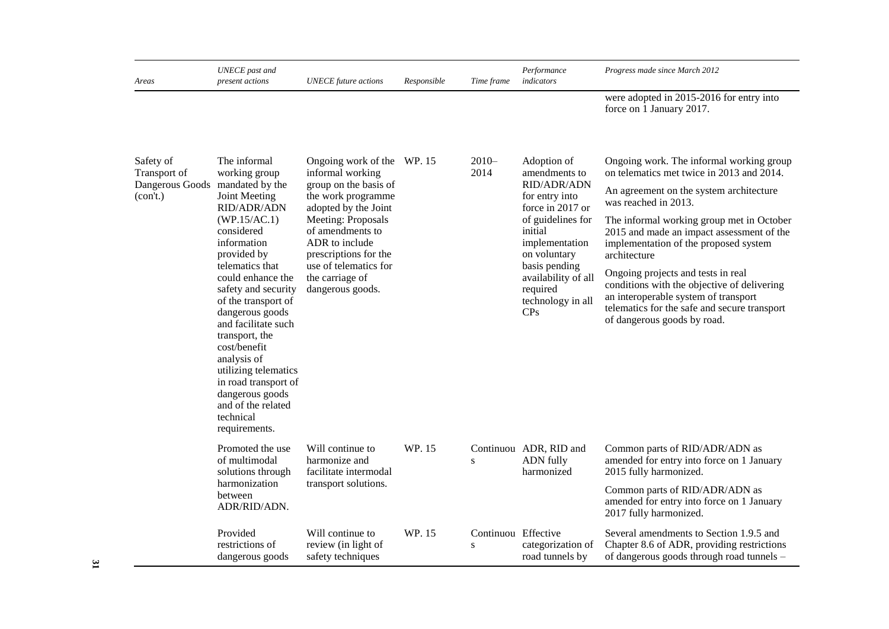| Areas | UNECE past and present actions | UNECE future actions | Responsible | Time frame | Performance indicators | Progress made since March 2012 |
|---|---|---|---|---|---|---|
| | | | | | | were adopted in 2015-2016 for entry into force on 1 January 2017. |
| Safety of Transport of Dangerous Goods (con't.) | The informal working group mandated by the Joint Meeting RID/ADR/ADN (WP.15/AC.1) considered information provided by telematics that could enhance the safety and security of the transport of dangerous goods and facilitate such transport, the cost/benefit analysis of utilizing telematics in road transport of dangerous goods and of the related technical requirements. | Ongoing work of the informal working group on the basis of the work programme adopted by the Joint Meeting: Proposals of amendments to ADR to include prescriptions for the use of telematics for the carriage of dangerous goods. | WP. 15 | 2010–2014 | Adoption of amendments to RID/ADR/ADN for entry into force in 2017 or of guidelines for initial implementation on voluntary basis pending availability of all required technology in all CPs | Ongoing work. The informal working group on telematics met twice in 2013 and 2014.<br><br>An agreement on the system architecture was reached in 2013.<br><br>The informal working group met in October 2015 and made an impact assessment of the implementation of the proposed system architecture<br><br>Ongoing projects and tests in real conditions with the objective of delivering an interoperable system of transport telematics for the safe and secure transport of dangerous goods by road. |
| | Promoted the use of multimodal solutions through harmonization between ADR/RID/ADN. | Will continue to harmonize and facilitate intermodal transport solutions. | WP. 15 | Continuous | ADR, RID and ADN fully harmonized | Common parts of RID/ADR/ADN as amended for entry into force on 1 January 2015 fully harmonized.<br><br>Common parts of RID/ADR/ADN as amended for entry into force on 1 January 2017 fully harmonized. |
| | Provided restrictions of dangerous goods | Will continue to review (in light of safety techniques | WP. 15 | Continuous | Effective categorization of road tunnels by | Several amendments to Section 1.9.5 and Chapter 8.6 of ADR, providing restrictions of dangerous goods through road tunnels – |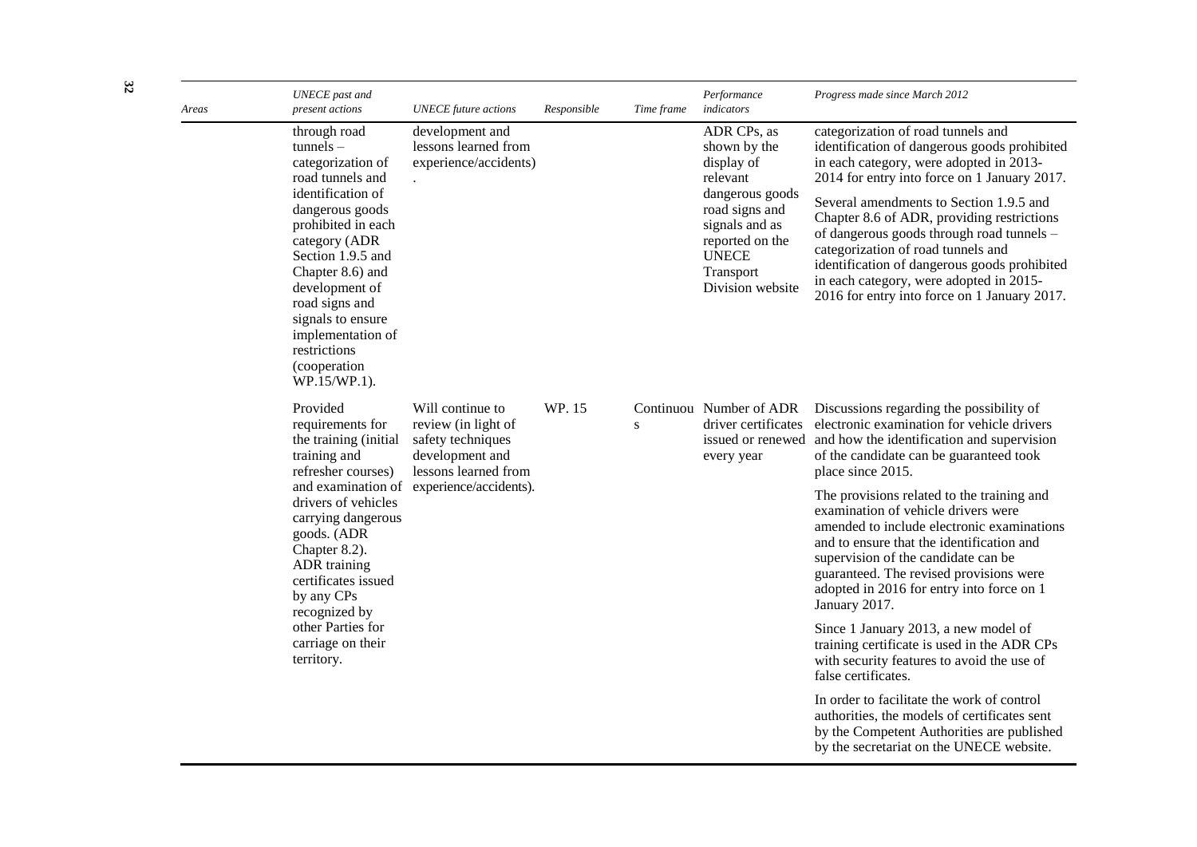| Areas | UNECE past and present actions | UNECE future actions | Responsible | Time frame | Performance indicators | Progress made since March 2012 |
|---|---|---|---|---|---|---|
| | through road tunnels – categorization of road tunnels and identification of dangerous goods prohibited in each category (ADR Section 1.9.5 and Chapter 8.6) and development of road signs and signals to ensure implementation of restrictions (cooperation WP.15/WP.1). | development and lessons learned from experience/accidents). | | | ADR CPs, as shown by the display of relevant dangerous goods road signs and signals and as reported on the UNECE Transport Division website | categorization of road tunnels and identification of dangerous goods prohibited in each category, were adopted in 2013-2014 for entry into force on 1 January 2017.<br><br>Several amendments to Section 1.9.5 and Chapter 8.6 of ADR, providing restrictions of dangerous goods through road tunnels – categorization of road tunnels and identification of dangerous goods prohibited in each category, were adopted in 2015-2016 for entry into force on 1 January 2017. |
| | Provided requirements for the training (initial training and refresher courses) and examination of drivers of vehicles carrying dangerous goods. (ADR Chapter 8.2). ADR training certificates issued by any CPs recognized by other Parties for carriage on their territory. | Will continue to review (in light of safety techniques development and lessons learned from experience/accidents). | WP. 15 | Continuous | Number of ADR driver certificates issued or renewed every year | Discussions regarding the possibility of electronic examination for vehicle drivers and how the identification and supervision of the candidate can be guaranteed took place since 2015.<br><br>The provisions related to the training and examination of vehicle drivers were amended to include electronic examinations and to ensure that the identification and supervision of the candidate can be guaranteed. The revised provisions were adopted in 2016 for entry into force on 1 January 2017.<br><br>Since 1 January 2013, a new model of training certificate is used in the ADR CPs with security features to avoid the use of false certificates.<br><br>In order to facilitate the work of control authorities, the models of certificates sent by the Competent Authorities are published by the secretariat on the UNECE website. |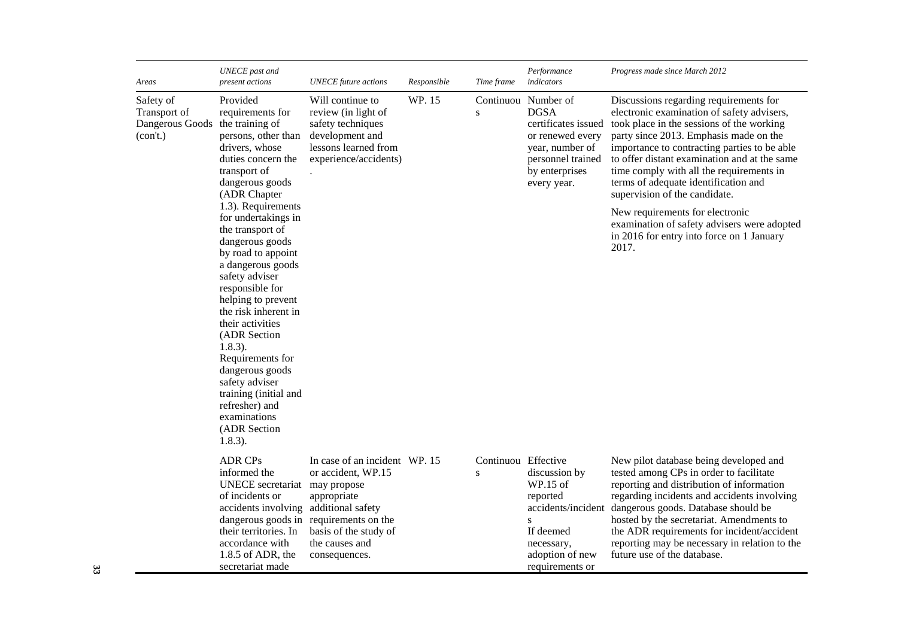| *Areas* | *UNECE past and present actions* | *UNECE future actions* | *Responsible* | *Time frame* | *Performance indicators* | *Progress made since March 2012* |
|---|---|---|---|---|---|---|
| Safety of Transport of Dangerous Goods (con't.) | Provided requirements for the training of persons, other than drivers, whose duties concern the transport of dangerous goods (ADR Chapter 1.3). Requirements for undertakings in the transport of dangerous goods by road to appoint a dangerous goods safety adviser responsible for helping to prevent the risk inherent in their activities (ADR Section 1.8.3). Requirements for dangerous goods safety adviser training (initial and refresher) and examinations (ADR Section 1.8.3). | Will continue to review (in light of safety techniques development and lessons learned from experience/accidents). | WP. 15 | Continuous | Number of DGSA certificates issued or renewed every year, number of personnel trained by enterprises every year. | Discussions regarding requirements for electronic examination of safety advisers, took place in the sessions of the working party since 2013. Emphasis made on the importance to contracting parties to be able to offer distant examination and at the same time comply with all the requirements in terms of adequate identification and supervision of the candidate.<br><br>New requirements for electronic examination of safety advisers were adopted in 2016 for entry into force on 1 January 2017. |
| | ADR CPs informed the UNECE secretariat of incidents or accidents involving dangerous goods in their territories. In accordance with 1.8.5 of ADR, the secretariat made | In case of an incident or accident, WP.15 may propose appropriate additional safety requirements on the basis of the study of the causes and consequences. | WP. 15 | Continuous | Effective discussion by WP.15 of reported accidents/incidents<br><br>If deemed necessary, adoption of new requirements or | New pilot database being developed and tested among CPs in order to facilitate reporting and distribution of information regarding incidents and accidents involving dangerous goods. Database should be hosted by the secretariat. Amendments to the ADR requirements for incident/accident reporting may be necessary in relation to the future use of the database. |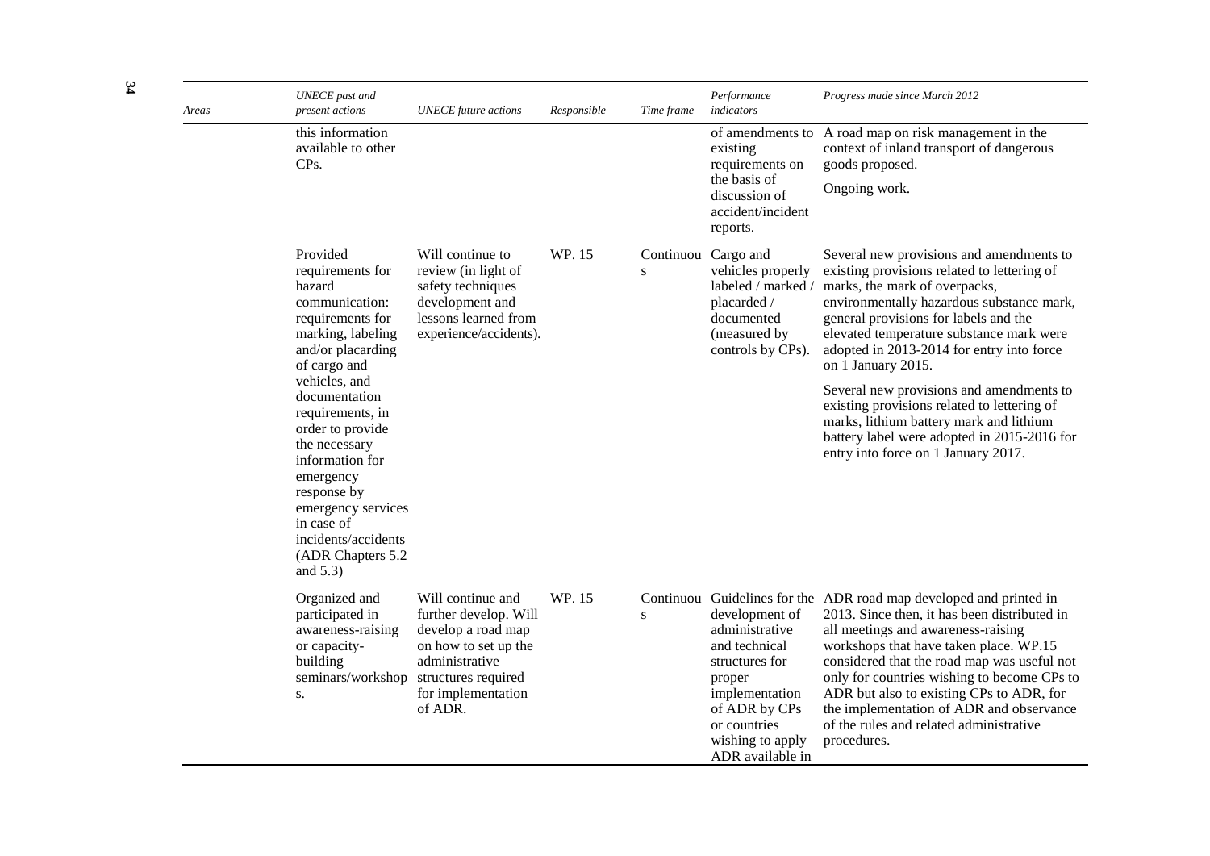| Areas | UNECE past and present actions | UNECE future actions | Responsible | Time frame | Performance indicators | Progress made since March 2012 |
|---|---|---|---|---|---|---|
| | this information available to other CPs. | | | | of amendments to existing requirements on the basis of discussion of accident/incident reports. | A road map on risk management in the context of inland transport of dangerous goods proposed.<br><br>Ongoing work. |
| | Provided requirements for hazard communication: requirements for marking, labeling and/or placarding of cargo and vehicles, and documentation requirements, in order to provide the necessary information for emergency response by emergency services in case of incidents/accidents (ADR Chapters 5.2 and 5.3) | Will continue to review (in light of safety techniques development and lessons learned from experience/accidents). | WP. 15 | Continuous | Cargo and vehicles properly labeled / marked / placarded / documented (measured by controls by CPs). | Several new provisions and amendments to existing provisions related to lettering of marks, the mark of overpacks, environmentally hazardous substance mark, general provisions for labels and the elevated temperature substance mark were adopted in 2013-2014 for entry into force on 1 January 2015.<br><br>Several new provisions and amendments to existing provisions related to lettering of marks, lithium battery mark and lithium battery label were adopted in 2015-2016 for entry into force on 1 January 2017. |
| | Organized and participated in awareness-raising or capacity-building seminars/workshops. | Will continue and further develop. Will develop a road map on how to set up the administrative structures required for implementation of ADR. | WP. 15 | Continuous | Guidelines for the development of administrative and technical structures for proper implementation of ADR by CPs or countries wishing to apply ADR available in | ADR road map developed and printed in 2013. Since then, it has been distributed in all meetings and awareness-raising workshops that have taken place. WP.15 considered that the road map was useful not only for countries wishing to become CPs to ADR but also to existing CPs to ADR, for the implementation of ADR and observance of the rules and related administrative procedures. |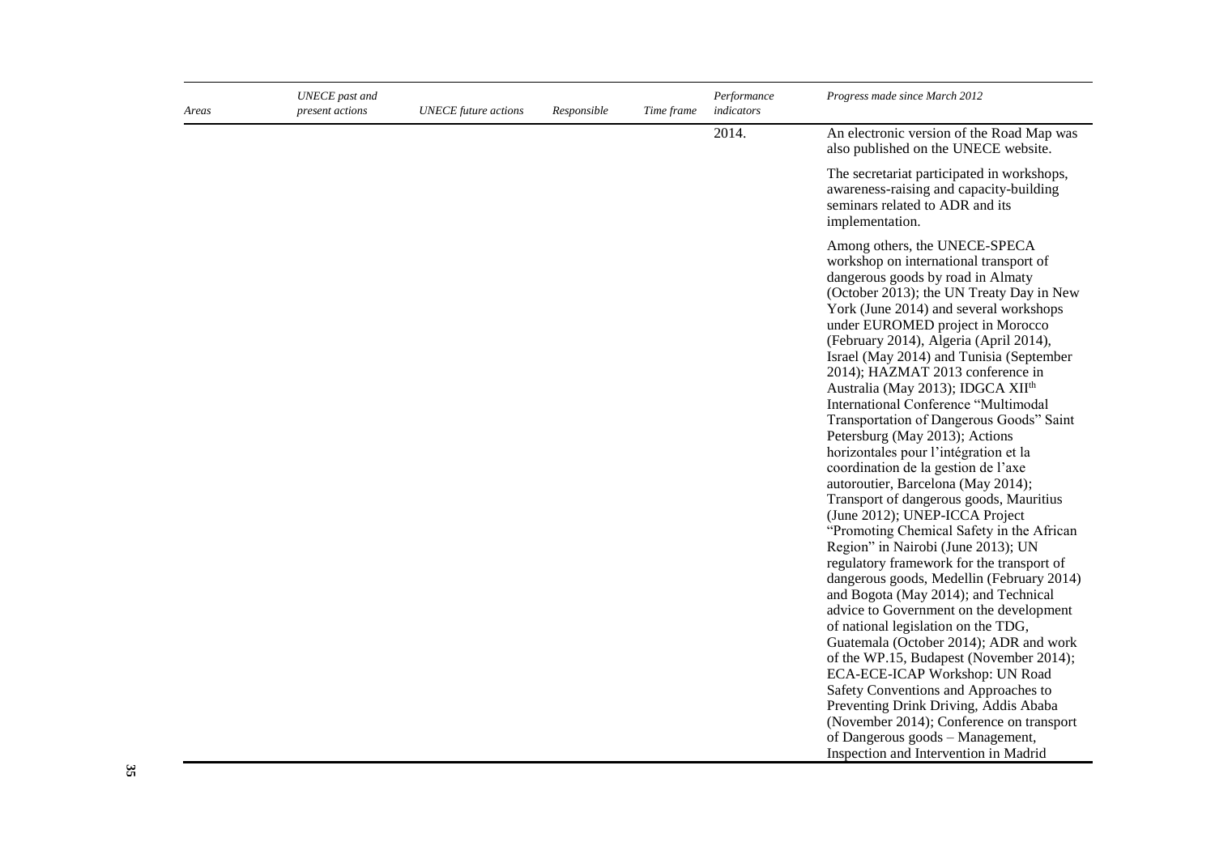| Areas | UNECE past and present actions | UNECE future actions | Responsible | Time frame | Performance indicators | Progress made since March 2012 |
| --- | --- | --- | --- | --- | --- | --- |
| | | | | | 2014. | An electronic version of the Road Map was also published on the UNECE website.<br><br>The secretariat participated in workshops, awareness-raising and capacity-building seminars related to ADR and its implementation.<br><br>Among others, the UNECE-SPECA workshop on international transport of dangerous goods by road in Almaty (October 2013); the UN Treaty Day in New York (June 2014) and several workshops under EUROMED project in Morocco (February 2014), Algeria (April 2014), Israel (May 2014) and Tunisia (September 2014); HAZMAT 2013 conference in Australia (May 2013); IDGCA XII[th] International Conference "Multimodal Transportation of Dangerous Goods" Saint Petersburg (May 2013); Actions horizontales pour l'intégration et la coordination de la gestion de l'axe autoroutier, Barcelona (May 2014); Transport of dangerous goods, Mauritius (June 2012); UNEP-ICCA Project "Promoting Chemical Safety in the African Region" in Nairobi (June 2013); UN regulatory framework for the transport of dangerous goods, Medellin (February 2014) and Bogota (May 2014); and Technical advice to Government on the development of national legislation on the TDG, Guatemala (October 2014); ADR and work of the WP.15, Budapest (November 2014); ECA-ECE-ICAP Workshop: UN Road Safety Conventions and Approaches to Preventing Drink Driving, Addis Ababa (November 2014); Conference on transport of Dangerous goods – Management, Inspection and Intervention in Madrid |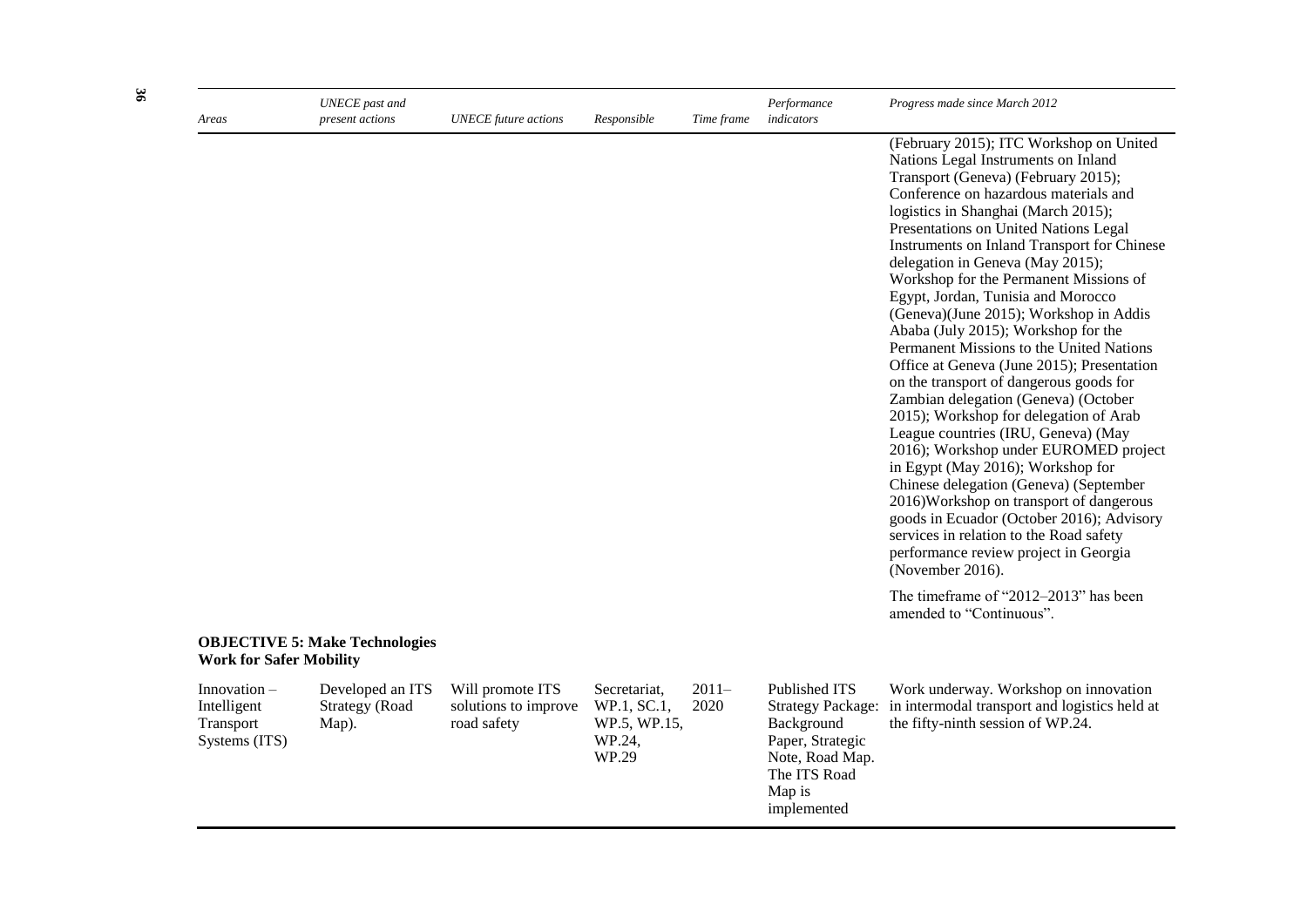| Areas | UNECE past and present actions | UNECE future actions | Responsible | Time frame | Performance indicators | Progress made since March 2012 |
|---|---|---|---|---|---|---|
| | | | | | | (February 2015); ITC Workshop on United Nations Legal Instruments on Inland Transport (Geneva) (February 2015); Conference on hazardous materials and logistics in Shanghai (March 2015); Presentations on United Nations Legal Instruments on Inland Transport for Chinese delegation in Geneva (May 2015); Workshop for the Permanent Missions of Egypt, Jordan, Tunisia and Morocco (Geneva)(June 2015); Workshop in Addis Ababa (July 2015); Workshop for the Permanent Missions to the United Nations Office at Geneva (June 2015); Presentation on the transport of dangerous goods for Zambian delegation (Geneva) (October 2015); Workshop for delegation of Arab League countries (IRU, Geneva) (May 2016); Workshop under EUROMED project in Egypt (May 2016); Workshop for Chinese delegation (Geneva) (September 2016)Workshop on transport of dangerous goods in Ecuador (October 2016); Advisory services in relation to the Road safety performance review project in Georgia (November 2016).<br><br>The timeframe of "2012–2013" has been amended to "Continuous". |
| **OBJECTIVE 5: Make Technologies Work for Safer Mobility** | | | | | | |
| Innovation – Intelligent Transport Systems (ITS) | Developed an ITS Strategy (Road Map). | Will promote ITS solutions to improve road safety | Secretariat, WP.1, SC.1, WP.5, WP.15, WP.24, WP.29 | 2011–2020 | Published ITS Strategy Package: Background Paper, Strategic Note, Road Map. The ITS Road Map is implemented | Work underway. Workshop on innovation in intermodal transport and logistics held at the fifty-ninth session of WP.24. |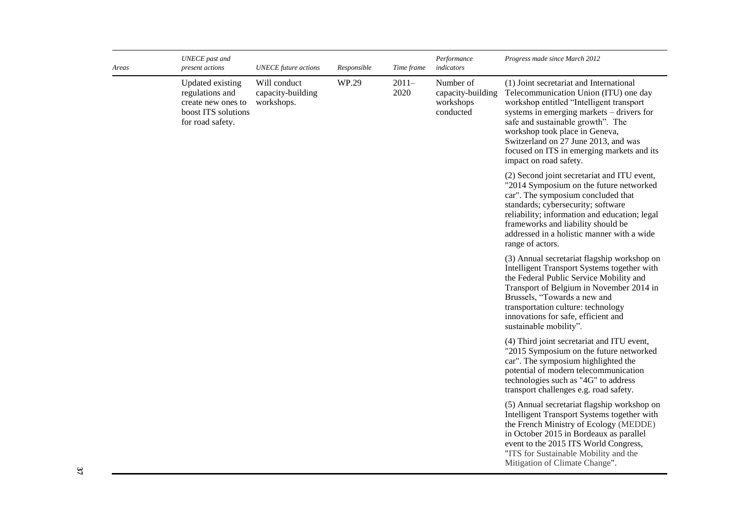| *Areas* | *UNECE past and present actions* | *UNECE future actions* | *Responsible* | *Time frame* | *Performance indicators* | *Progress made since March 2012* |
|---|---|---|---|---|---|---|
| | Updated existing regulations and create new ones to boost ITS solutions for road safety. | Will conduct capacity-building workshops. | WP.29 | 2011–2020 | Number of capacity-building workshops conducted | (1) Joint secretariat and International Telecommunication Union (ITU) one day workshop entitled "Intelligent transport systems in emerging markets – drivers for safe and sustainable growth". The workshop took place in Geneva, Switzerland on 27 June 2013, and was focused on ITS in emerging markets and its impact on road safety.<br><br>(2) Second joint secretariat and ITU event, "2014 Symposium on the future networked car". The symposium concluded that standards; cybersecurity; software reliability; information and education; legal frameworks and liability should be addressed in a holistic manner with a wide range of actors.<br><br>(3) Annual secretariat flagship workshop on Intelligent Transport Systems together with the Federal Public Service Mobility and Transport of Belgium in November 2014 in Brussels, "Towards a new and transportation culture: technology innovations for safe, efficient and sustainable mobility".<br><br>(4) Third joint secretariat and ITU event, "2015 Symposium on the future networked car". The symposium highlighted the potential of modern telecommunication technologies such as "4G" to address transport challenges e.g. road safety.<br><br>(5) Annual secretariat flagship workshop on Intelligent Transport Systems together with the French Ministry of Ecology (MEDDE) in October 2015 in Bordeaux as parallel event to the 2015 ITS World Congress, "ITS for Sustainable Mobility and the Mitigation of Climate Change". |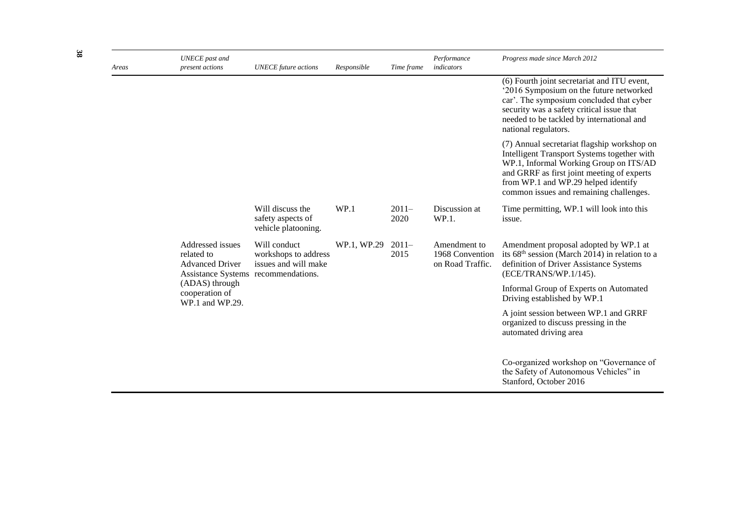| Areas | UNECE past and present actions | UNECE future actions | Responsible | Time frame | Performance indicators | Progress made since March 2012 |
|---|---|---|---|---|---|---|
| | | | | | | (6) Fourth joint secretariat and ITU event, '2016 Symposium on the future networked car'. The symposium concluded that cyber security was a safety critical issue that needed to be tackled by international and national regulators. |
| | | | | | | (7) Annual secretariat flagship workshop on Intelligent Transport Systems together with WP.1, Informal Working Group on ITS/AD and GRRF as first joint meeting of experts from WP.1 and WP.29 helped identify common issues and remaining challenges. |
| | | Will discuss the safety aspects of vehicle platooning. | WP.1 | 2011–2020 | Discussion at WP.1. | Time permitting, WP.1 will look into this issue. |
| | Addressed issues related to Advanced Driver Assistance Systems (ADAS) through cooperation of WP.1 and WP.29. | Will conduct workshops to address issues and will make recommendations. | WP.1, WP.29 | 2011–2015 | Amendment to 1968 Convention on Road Traffic. | Amendment proposal adopted by WP.1 at its 68th session (March 2014) in relation to a definition of Driver Assistance Systems (ECE/TRANS/WP.1/145). |
| | | | | | | Informal Group of Experts on Automated Driving established by WP.1 |
| | | | | | | A joint session between WP.1 and GRRF organized to discuss pressing in the automated driving area |
| | | | | | | Co-organized workshop on "Governance of the Safety of Autonomous Vehicles" in Stanford, October 2016 |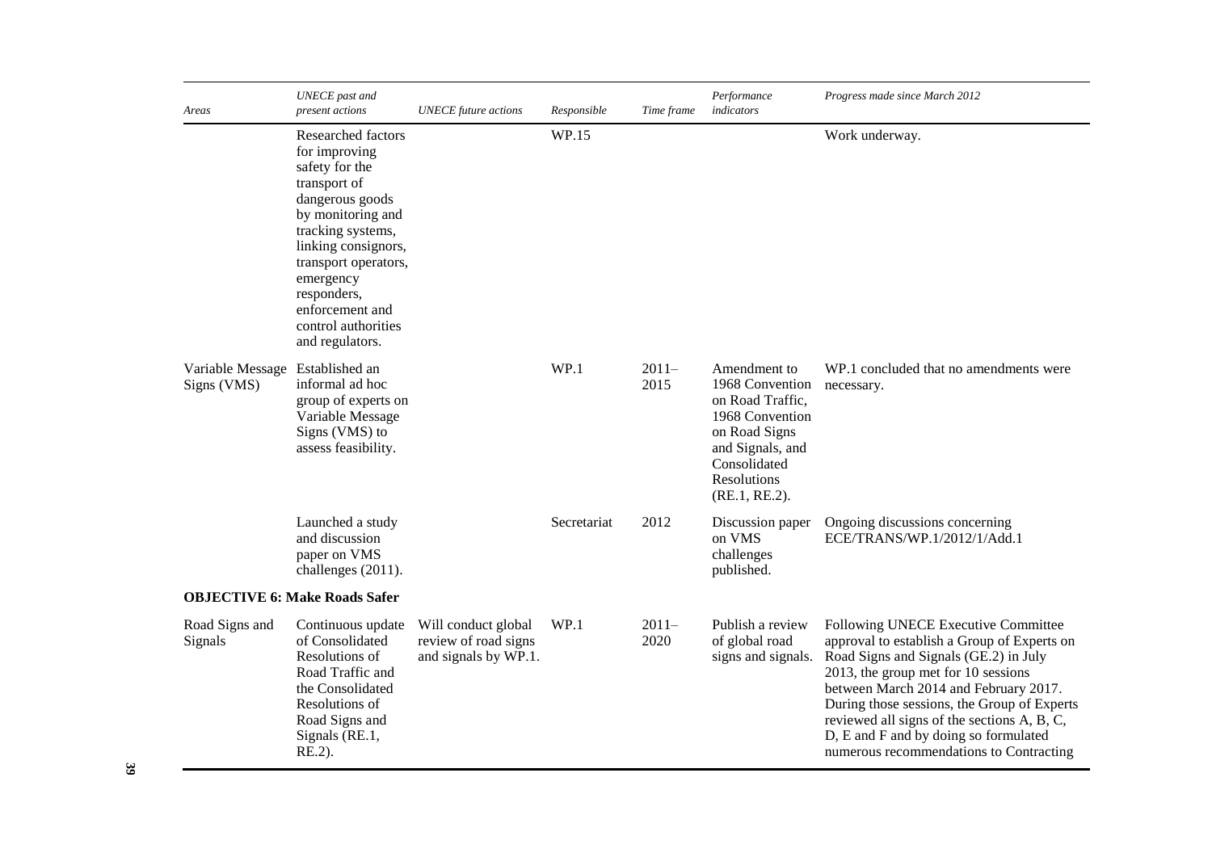| Areas | UNECE past and present actions | UNECE future actions | Responsible | Time frame | Performance indicators | Progress made since March 2012 |
|---|---|---|---|---|---|---|
| | Researched factors for improving safety for the transport of dangerous goods by monitoring and tracking systems, linking consignors, transport operators, emergency responders, enforcement and control authorities and regulators. | | WP.15 | | | Work underway. |
| Variable Message Signs (VMS) | Established an informal ad hoc group of experts on Variable Message Signs (VMS) to assess feasibility. | | WP.1 | 2011–2015 | Amendment to 1968 Convention on Road Traffic, 1968 Convention on Road Signs and Signals, and Consolidated Resolutions (RE.1, RE.2). | WP.1 concluded that no amendments were necessary. |
| | Launched a study and discussion paper on VMS challenges (2011). | | Secretariat | 2012 | Discussion paper on VMS challenges published. | Ongoing discussions concerning ECE/TRANS/WP.1/2012/1/Add.1 |
| **OBJECTIVE 6: Make Roads Safer** | | | | | | |
| Road Signs and Signals | Continuous update of Consolidated Resolutions of Road Traffic and the Consolidated Resolutions of Road Signs and Signals (RE.1, RE.2). | Will conduct global review of road signs and signals by WP.1. | WP.1 | 2011–2020 | Publish a review of global road signs and signals. | Following UNECE Executive Committee approval to establish a Group of Experts on Road Signs and Signals (GE.2) in July 2013, the group met for 10 sessions between March 2014 and February 2017. During those sessions, the Group of Experts reviewed all signs of the sections A, B, C, D, E and F and by doing so formulated numerous recommendations to Contracting |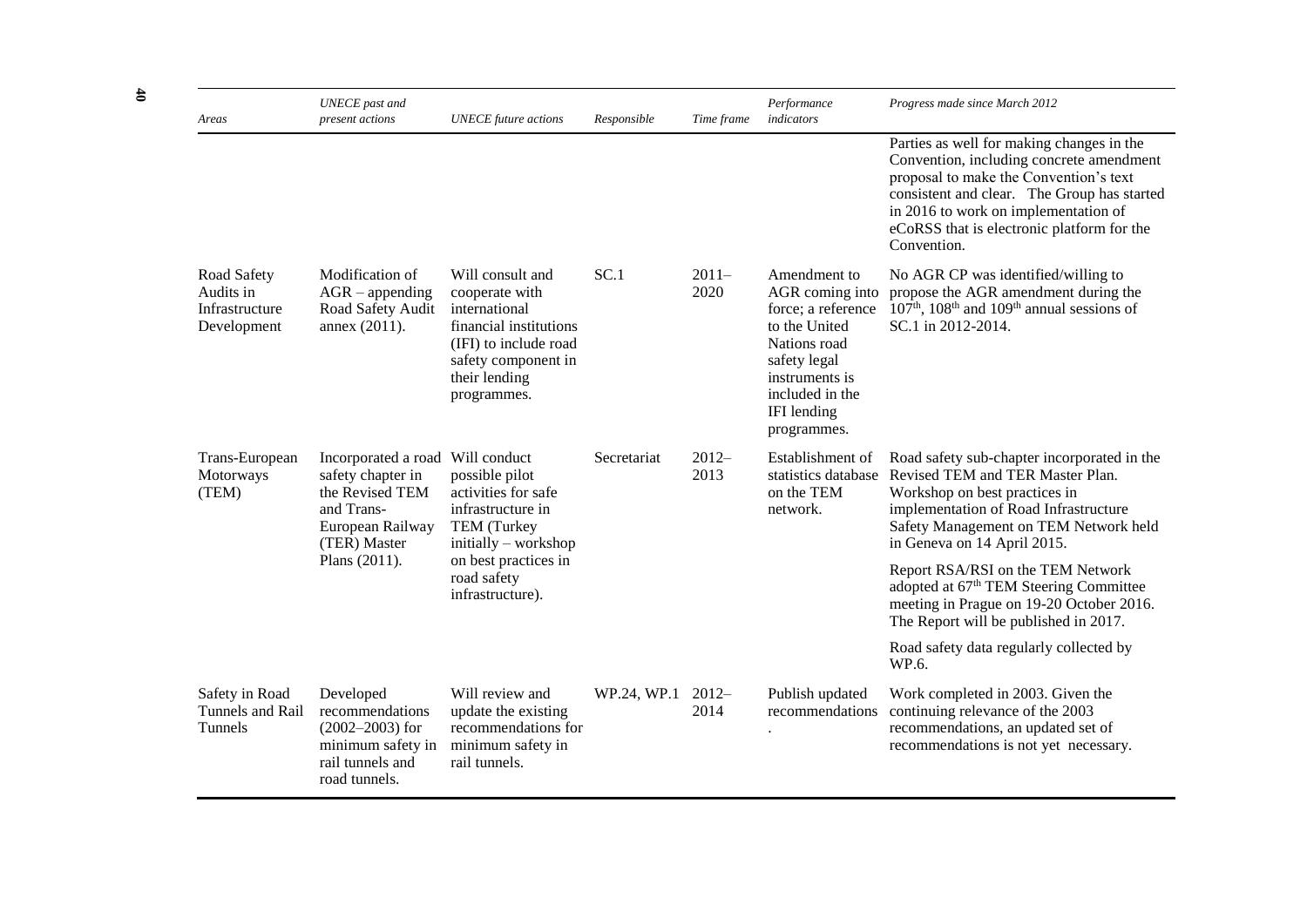| Areas | UNECE past and present actions | UNECE future actions | Responsible | Time frame | Performance indicators | Progress made since March 2012 |
|---|---|---|---|---|---|---|
| | | | | | | Parties as well for making changes in the Convention, including concrete amendment proposal to make the Convention's text consistent and clear. The Group has started in 2016 to work on implementation of eCoRSS that is electronic platform for the Convention. |
| Road Safety Audits in Infrastructure Development | Modification of AGR – appending Road Safety Audit annex (2011). | Will consult and cooperate with international financial institutions (IFI) to include road safety component in their lending programmes. | SC.1 | 2011–2020 | Amendment to AGR coming into force; a reference to the United Nations road safety legal instruments is included in the IFI lending programmes. | No AGR CP was identified/willing to propose the AGR amendment during the 107th, 108th and 109th annual sessions of SC.1 in 2012-2014. |
| Trans-European Motorways (TEM) | Incorporated a road safety chapter in the Revised TEM and Trans-European Railway (TER) Master Plans (2011). | Will conduct possible pilot activities for safe infrastructure in TEM (Turkey initially – workshop on best practices in road safety infrastructure). | Secretariat | 2012–2013 | Establishment of statistics database on the TEM network. | Road safety sub-chapter incorporated in the Revised TEM and TER Master Plan. Workshop on best practices in implementation of Road Infrastructure Safety Management on TEM Network held in Geneva on 14 April 2015.<br><br>Report RSA/RSI on the TEM Network adopted at 67th TEM Steering Committee meeting in Prague on 19-20 October 2016. The Report will be published in 2017.<br><br>Road safety data regularly collected by WP.6. |
| Safety in Road Tunnels and Rail Tunnels | Developed recommendations (2002–2003) for minimum safety in rail tunnels and road tunnels. | Will review and update the existing recommendations for minimum safety in rail tunnels. | WP.24, WP.1 | 2012–2014 | Publish updated recommendations. | Work completed in 2003. Given the continuing relevance of the 2003 recommendations, an updated set of recommendations is not yet necessary. |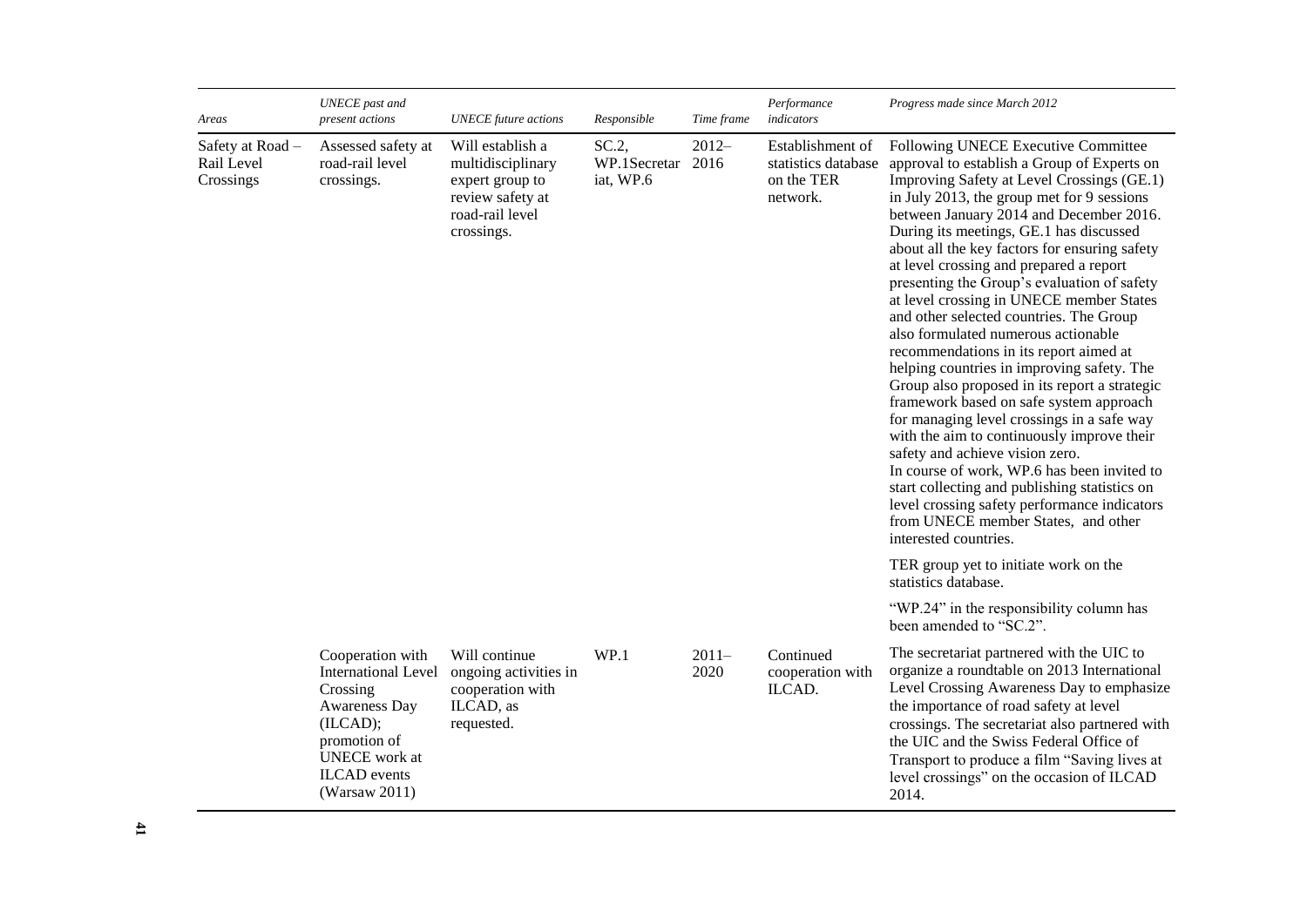| Areas | UNECE past and present actions | UNECE future actions | Responsible | Time frame | Performance indicators | Progress made since March 2012 |
|---|---|---|---|---|---|---|
| Safety at Road – Rail Level Crossings | Assessed safety at road-rail level crossings. | Will establish a multidisciplinary expert group to review safety at road-rail level crossings. | SC.2, WP.1Secretariat, WP.6 | 2012–2016 | Establishment of statistics database on the TER network. | Following UNECE Executive Committee approval to establish a Group of Experts on Improving Safety at Level Crossings (GE.1) in July 2013, the group met for 9 sessions between January 2014 and December 2016. During its meetings, GE.1 has discussed about all the key factors for ensuring safety at level crossing and prepared a report presenting the Group's evaluation of safety at level crossing in UNECE member States and other selected countries. The Group also formulated numerous actionable recommendations in its report aimed at helping countries in improving safety. The Group also proposed in its report a strategic framework based on safe system approach for managing level crossings in a safe way with the aim to continuously improve their safety and achieve vision zero.<br>In course of work, WP.6 has been invited to start collecting and publishing statistics on level crossing safety performance indicators from UNECE member States, and other interested countries.<br><br>TER group yet to initiate work on the statistics database.<br><br>"WP.24" in the responsibility column has been amended to "SC.2". |
| | Cooperation with International Level Crossing Awareness Day (ILCAD); promotion of UNECE work at ILCAD events (Warsaw 2011) | Will continue ongoing activities in cooperation with ILCAD, as requested. | WP.1 | 2011–2020 | Continued cooperation with ILCAD. | The secretariat partnered with the UIC to organize a roundtable on 2013 International Level Crossing Awareness Day to emphasize the importance of road safety at level crossings. The secretariat also partnered with the UIC and the Swiss Federal Office of Transport to produce a film "Saving lives at level crossings" on the occasion of ILCAD 2014. |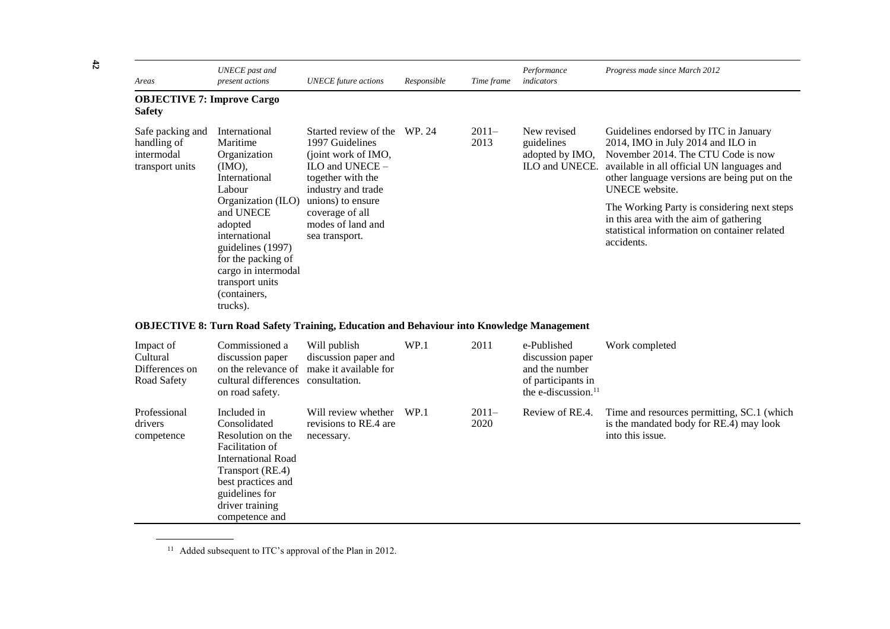| Areas | UNECE past and present actions | UNECE future actions | Responsible | Time frame | Performance indicators | Progress made since March 2012 |
|---|---|---|---|---|---|---|
| **OBJECTIVE 7: Improve Cargo Safety** | | | | | | |
| Safe packing and handling of intermodal transport units | International Maritime Organization (IMO), International Labour Organization (ILO) and UNECE adopted international guidelines (1997) for the packing of cargo in intermodal transport units (containers, trucks). | Started review of the 1997 Guidelines (joint work of IMO, ILO and UNECE – together with the industry and trade unions) to ensure coverage of all modes of land and sea transport. | WP. 24 | 2011–2013 | New revised guidelines adopted by IMO, ILO and UNECE. | Guidelines endorsed by ITC in January 2014, IMO in July 2014 and ILO in November 2014. The CTU Code is now available in all official UN languages and other language versions are being put on the UNECE website.<br><br>The Working Party is considering next steps in this area with the aim of gathering statistical information on container related accidents. |
| **OBJECTIVE 8: Turn Road Safety Training, Education and Behaviour into Knowledge Management** | | | | | | |
| Impact of Cultural Differences on Road Safety | Commissioned a discussion paper on the relevance of cultural differences on road safety. | Will publish discussion paper and make it available for consultation. | WP.1 | 2011 | e-Published discussion paper and the number of participants in the e-discussion.[11] | Work completed |
| Professional drivers competence | Included in Consolidated Resolution on the Facilitation of International Road Transport (RE.4) best practices and guidelines for driver training competence and | Will review whether revisions to RE.4 are necessary. | WP.1 | 2011–2020 | Review of RE.4. | Time and resources permitting, SC.1 (which is the mandated body for RE.4) may look into this issue. |

[11] Added subsequent to ITC's approval of the Plan in 2012.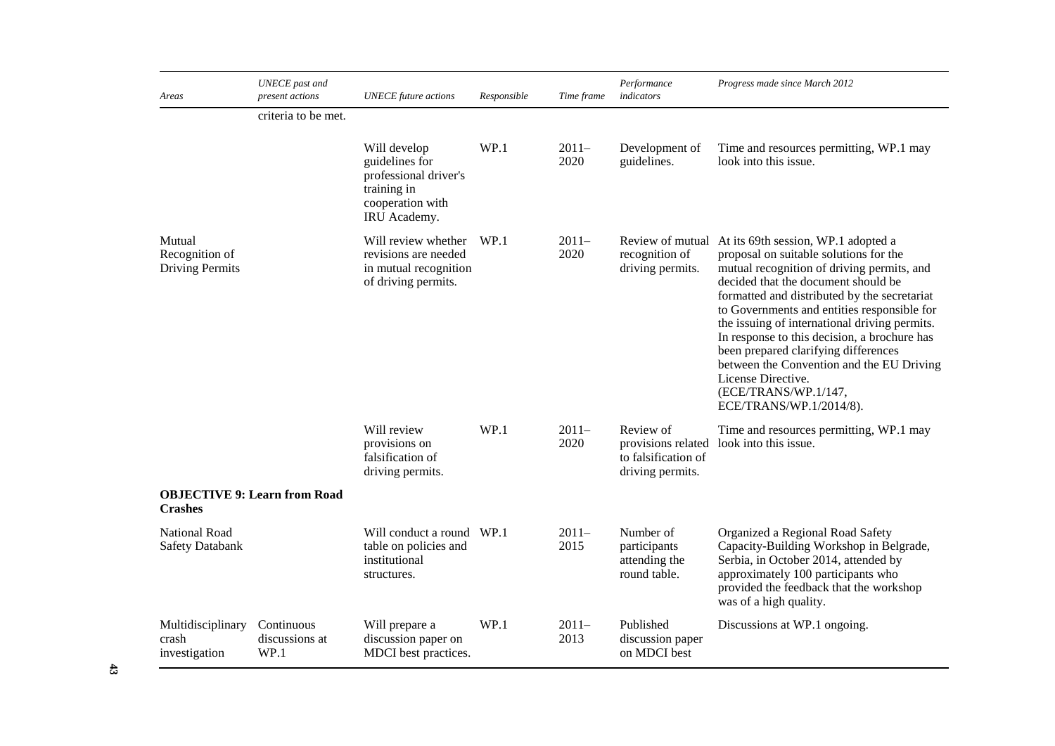| Areas | UNECE past and present actions | UNECE future actions | Responsible | Time frame | Performance indicators | Progress made since March 2012 |
|---|---|---|---|---|---|---|
| | criteria to be met. | | | | | |
| | | Will develop guidelines for professional driver's training in cooperation with IRU Academy. | WP.1 | 2011–2020 | Development of guidelines. | Time and resources permitting, WP.1 may look into this issue. |
| Mutual Recognition of Driving Permits | | Will review whether revisions are needed in mutual recognition of driving permits. | WP.1 | 2011–2020 | Review of mutual recognition of driving permits. | At its 69th session, WP.1 adopted a proposal on suitable solutions for the mutual recognition of driving permits, and decided that the document should be formatted and distributed by the secretariat to Governments and entities responsible for the issuing of international driving permits. In response to this decision, a brochure has been prepared clarifying differences between the Convention and the EU Driving License Directive. (ECE/TRANS/WP.1/147, ECE/TRANS/WP.1/2014/8). |
| | | Will review provisions on falsification of driving permits. | WP.1 | 2011–2020 | Review of provisions related to falsification of driving permits. | Time and resources permitting, WP.1 may look into this issue. |
| **OBJECTIVE 9: Learn from Road Crashes** | | | | | | |
| National Road Safety Databank | | Will conduct a round table on policies and institutional structures. | WP.1 | 2011–2015 | Number of participants attending the round table. | Organized a Regional Road Safety Capacity-Building Workshop in Belgrade, Serbia, in October 2014, attended by approximately 100 participants who provided the feedback that the workshop was of a high quality. |
| Multidisciplinary crash investigation | Continuous discussions at WP.1 | Will prepare a discussion paper on MDCI best practices. | WP.1 | 2011–2013 | Published discussion paper on MDCI best | Discussions at WP.1 ongoing. |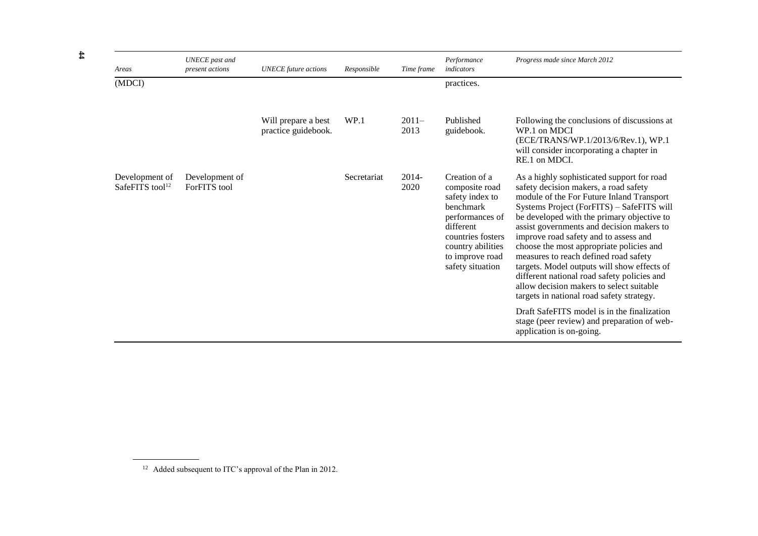| Areas | UNECE past and present actions | UNECE future actions | Responsible | Time frame | Performance indicators | Progress made since March 2012 |
|---|---|---|---|---|---|---|
| (MDCI) | | | | | practices. | |
| | | Will prepare a best practice guidebook. | WP.1 | 2011–2013 | Published guidebook. | Following the conclusions of discussions at WP.1 on MDCI (ECE/TRANS/WP.1/2013/6/Rev.1), WP.1 will consider incorporating a chapter in RE.1 on MDCI. |
| Development of SafeFITS tool[12] | Development of ForFITS tool | | Secretariat | 2014-2020 | Creation of a composite road safety index to benchmark performances of different countries fosters country abilities to improve road safety situation | As a highly sophisticated support for road safety decision makers, a road safety module of the For Future Inland Transport Systems Project (ForFITS) – SafeFITS will be developed with the primary objective to assist governments and decision makers to improve road safety and to assess and choose the most appropriate policies and measures to reach defined road safety targets. Model outputs will show effects of different national road safety policies and allow decision makers to select suitable targets in national road safety strategy.<br><br>Draft SafeFITS model is in the finalization stage (peer review) and preparation of web-application is on-going. |

[12] Added subsequent to ITC's approval of the Plan in 2012.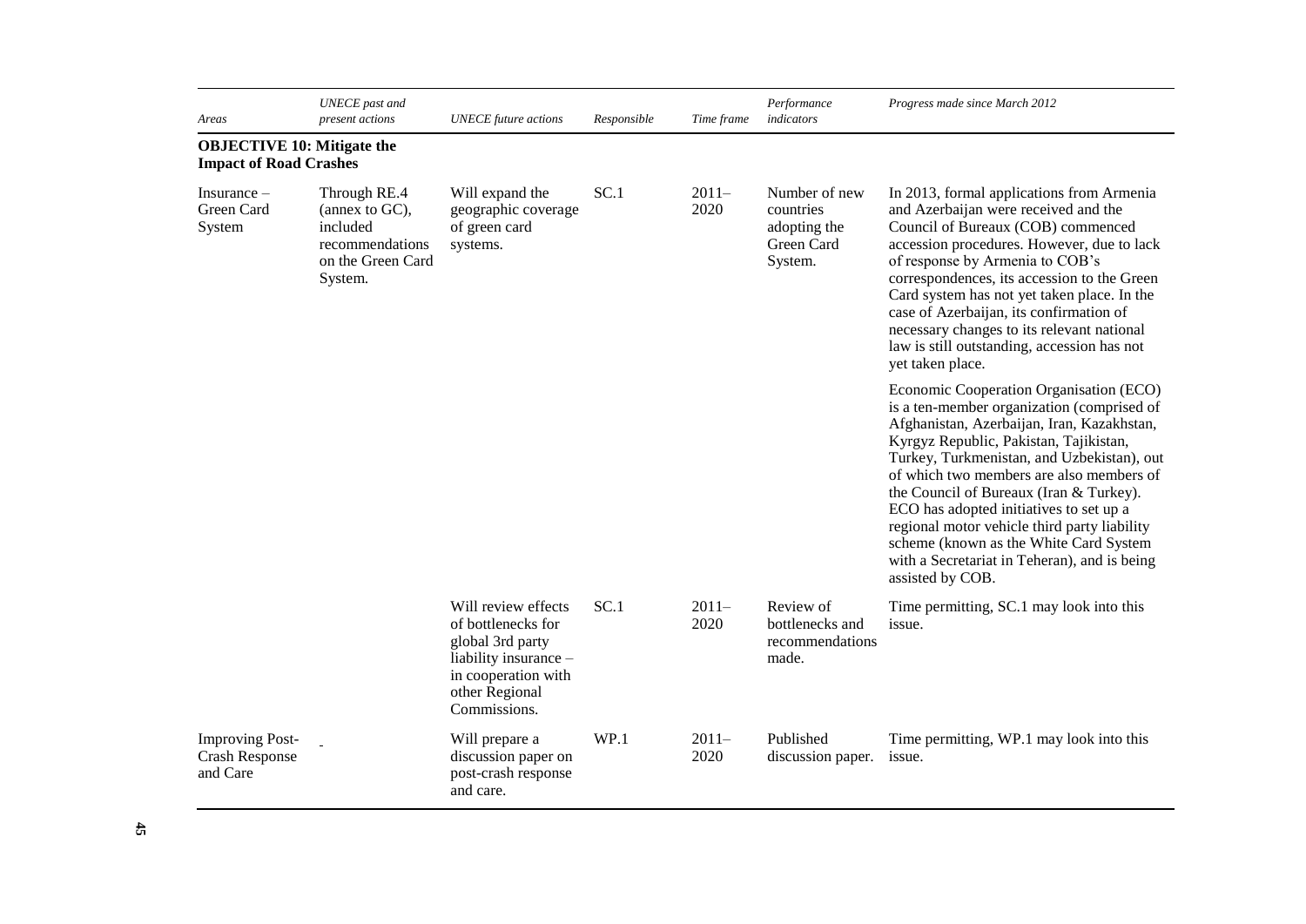| *Areas* | *UNECE past and present actions* | *UNECE future actions* | *Responsible* | *Time frame* | *Performance indicators* | *Progress made since March 2012* |
|---|---|---|---|---|---|---|
| **OBJECTIVE 10: Mitigate the Impact of Road Crashes** | | | | | | |
| Insurance – Green Card System | Through RE.4 (annex to GC), included recommendations on the Green Card System. | Will expand the geographic coverage of green card systems. | SC.1 | 2011–2020 | Number of new countries adopting the Green Card System. | In 2013, formal applications from Armenia and Azerbaijan were received and the Council of Bureaux (COB) commenced accession procedures. However, due to lack of response by Armenia to COB's correspondences, its accession to the Green Card system has not yet taken place. In the case of Azerbaijan, its confirmation of necessary changes to its relevant national law is still outstanding, accession has not yet taken place.<br><br>Economic Cooperation Organisation (ECO) is a ten-member organization (comprised of Afghanistan, Azerbaijan, Iran, Kazakhstan, Kyrgyz Republic, Pakistan, Tajikistan, Turkey, Turkmenistan, and Uzbekistan), out of which two members are also members of the Council of Bureaux (Iran & Turkey). ECO has adopted initiatives to set up a regional motor vehicle third party liability scheme (known as the White Card System with a Secretariat in Teheran), and is being assisted by COB. |
| | | Will review effects of bottlenecks for global 3rd party liability insurance – in cooperation with other Regional Commissions. | SC.1 | 2011–2020 | Review of bottlenecks and recommendations made. | Time permitting, SC.1 may look into this issue. |
| Improving Post-Crash Response and Care | - | Will prepare a discussion paper on post-crash response and care. | WP.1 | 2011–2020 | Published discussion paper. | Time permitting, WP.1 may look into this issue. |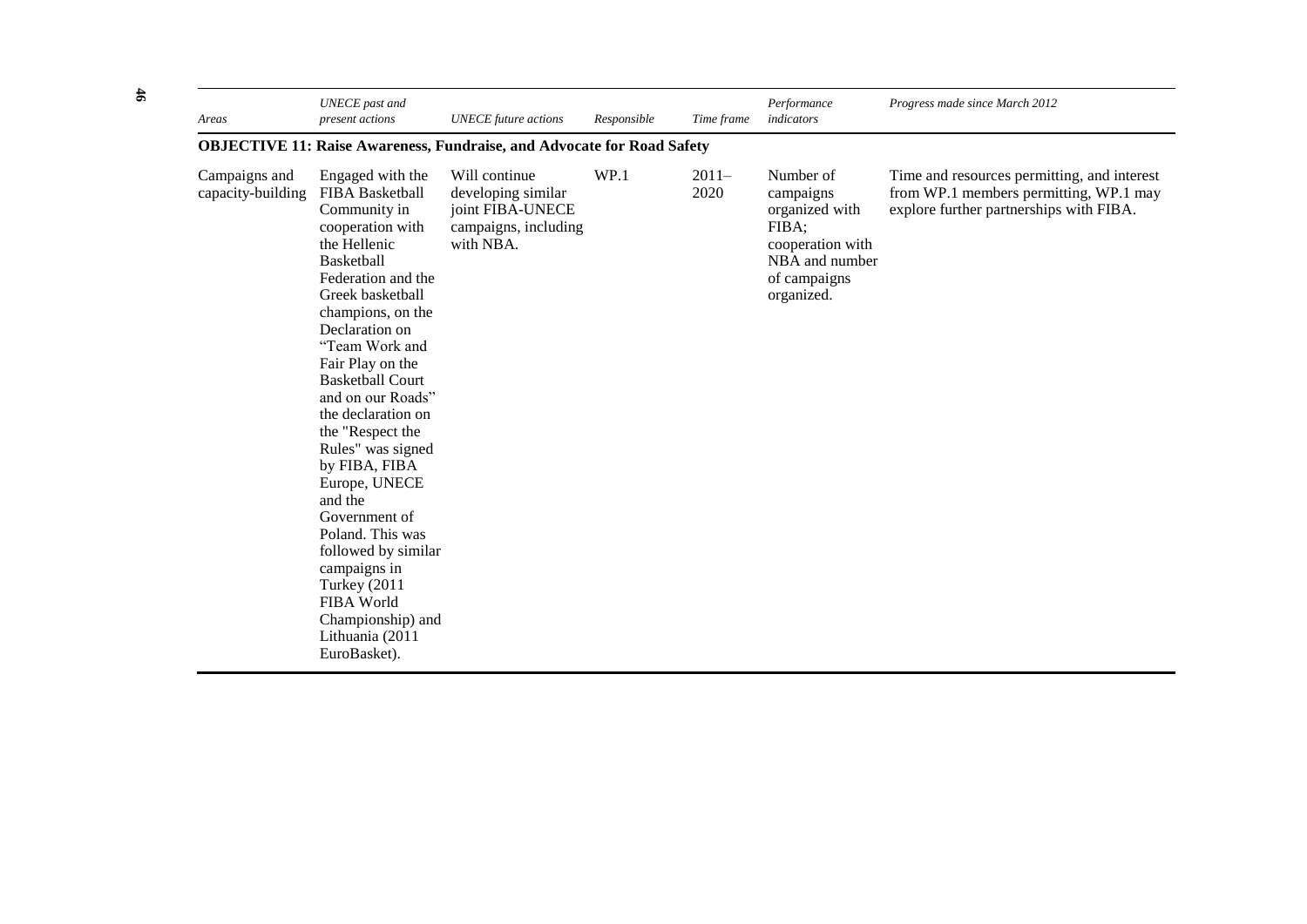| *Areas* | *UNECE past and present actions* | *UNECE future actions* | *Responsible* | *Time frame* | *Performance indicators* | *Progress made since March 2012* |
|---|---|---|---|---|---|---|
| **OBJECTIVE 11: Raise Awareness, Fundraise, and Advocate for Road Safety** | | | | | | |
| Campaigns and capacity-building | Engaged with the FIBA Basketball Community in cooperation with the Hellenic Basketball Federation and the Greek basketball champions, on the Declaration on "Team Work and Fair Play on the Basketball Court and on our Roads" the declaration on the "Respect the Rules" was signed by FIBA, FIBA Europe, UNECE and the Government of Poland. This was followed by similar campaigns in Turkey (2011 FIBA World Championship) and Lithuania (2011 EuroBasket). | Will continue developing similar joint FIBA-UNECE campaigns, including with NBA. | WP.1 | 2011–2020 | Number of campaigns organized with FIBA; cooperation with NBA and number of campaigns organized. | Time and resources permitting, and interest from WP.1 members permitting, WP.1 may explore further partnerships with FIBA. |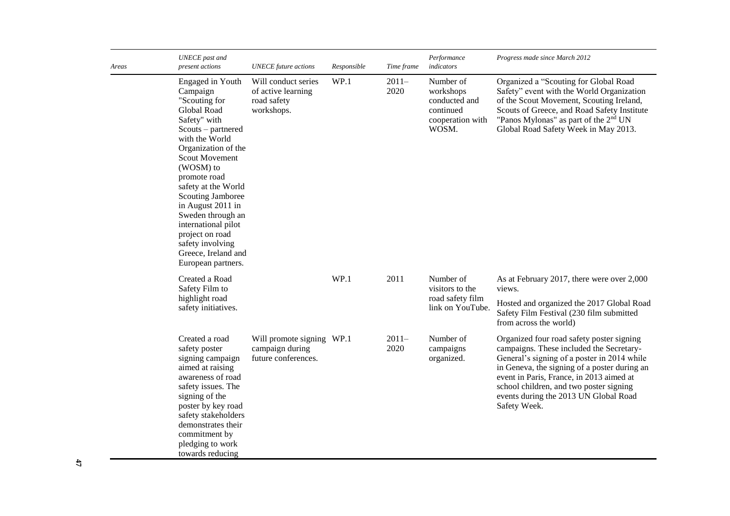| Areas | *UNECE past and present actions* | *UNECE future actions* | *Responsible* | *Time frame* | *Performance indicators* | *Progress made since March 2012* |
|---|---|---|---|---|---|---|
| | Engaged in Youth Campaign "Scouting for Global Road Safety" with Scouts – partnered with the World Organization of the Scout Movement (WOSM) to promote road safety at the World Scouting Jamboree in August 2011 in Sweden through an international pilot project on road safety involving Greece, Ireland and European partners. | Will conduct series of active learning road safety workshops. | WP.1 | 2011–2020 | Number of workshops conducted and continued cooperation with WOSM. | Organized a "Scouting for Global Road Safety" event with the World Organization of the Scout Movement, Scouting Ireland, Scouts of Greece, and Road Safety Institute "Panos Mylonas" as part of the 2nd UN Global Road Safety Week in May 2013. |
| | Created a Road Safety Film to highlight road safety initiatives. | | WP.1 | 2011 | Number of visitors to the road safety film link on YouTube. | As at February 2017, there were over 2,000 views.<br>Hosted and organized the 2017 Global Road Safety Film Festival (230 film submitted from across the world) |
| | Created a road safety poster signing campaign aimed at raising awareness of road safety issues. The signing of the poster by key road safety stakeholders demonstrates their commitment by pledging to work towards reducing | Will promote signing campaign during future conferences. | WP.1 | 2011–2020 | Number of campaigns organized. | Organized four road safety poster signing campaigns. These included the Secretary-General's signing of a poster in 2014 while in Geneva, the signing of a poster during an event in Paris, France, in 2013 aimed at school children, and two poster signing events during the 2013 UN Global Road Safety Week. |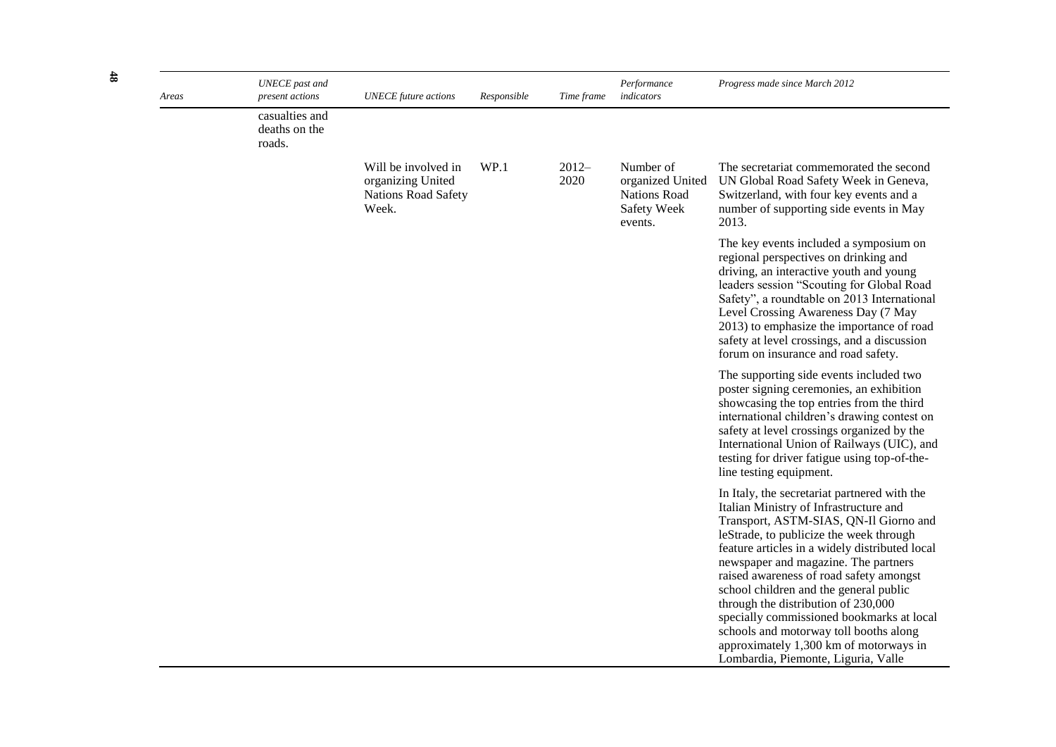| Areas | UNECE past and present actions | UNECE future actions | Responsible | Time frame | Performance indicators | Progress made since March 2012 |
| --- | --- | --- | --- | --- | --- | --- |
| | casualties and deaths on the roads. | | | | | |
| | | Will be involved in organizing United Nations Road Safety Week. | WP.1 | 2012–2020 | Number of organized United Nations Road Safety Week events. | The secretariat commemorated the second UN Global Road Safety Week in Geneva, Switzerland, with four key events and a number of supporting side events in May 2013.<br><br>The key events included a symposium on regional perspectives on drinking and driving, an interactive youth and young leaders session "Scouting for Global Road Safety", a roundtable on 2013 International Level Crossing Awareness Day (7 May 2013) to emphasize the importance of road safety at level crossings, and a discussion forum on insurance and road safety.<br><br>The supporting side events included two poster signing ceremonies, an exhibition showcasing the top entries from the third international children's drawing contest on safety at level crossings organized by the International Union of Railways (UIC), and testing for driver fatigue using top-of-the-line testing equipment.<br><br>In Italy, the secretariat partnered with the Italian Ministry of Infrastructure and Transport, ASTM-SIAS, QN-Il Giorno and leStrade, to publicize the week through feature articles in a widely distributed local newspaper and magazine. The partners raised awareness of road safety amongst school children and the general public through the distribution of 230,000 specially commissioned bookmarks at local schools and motorway toll booths along approximately 1,300 km of motorways in Lombardia, Piemonte, Liguria, Valle |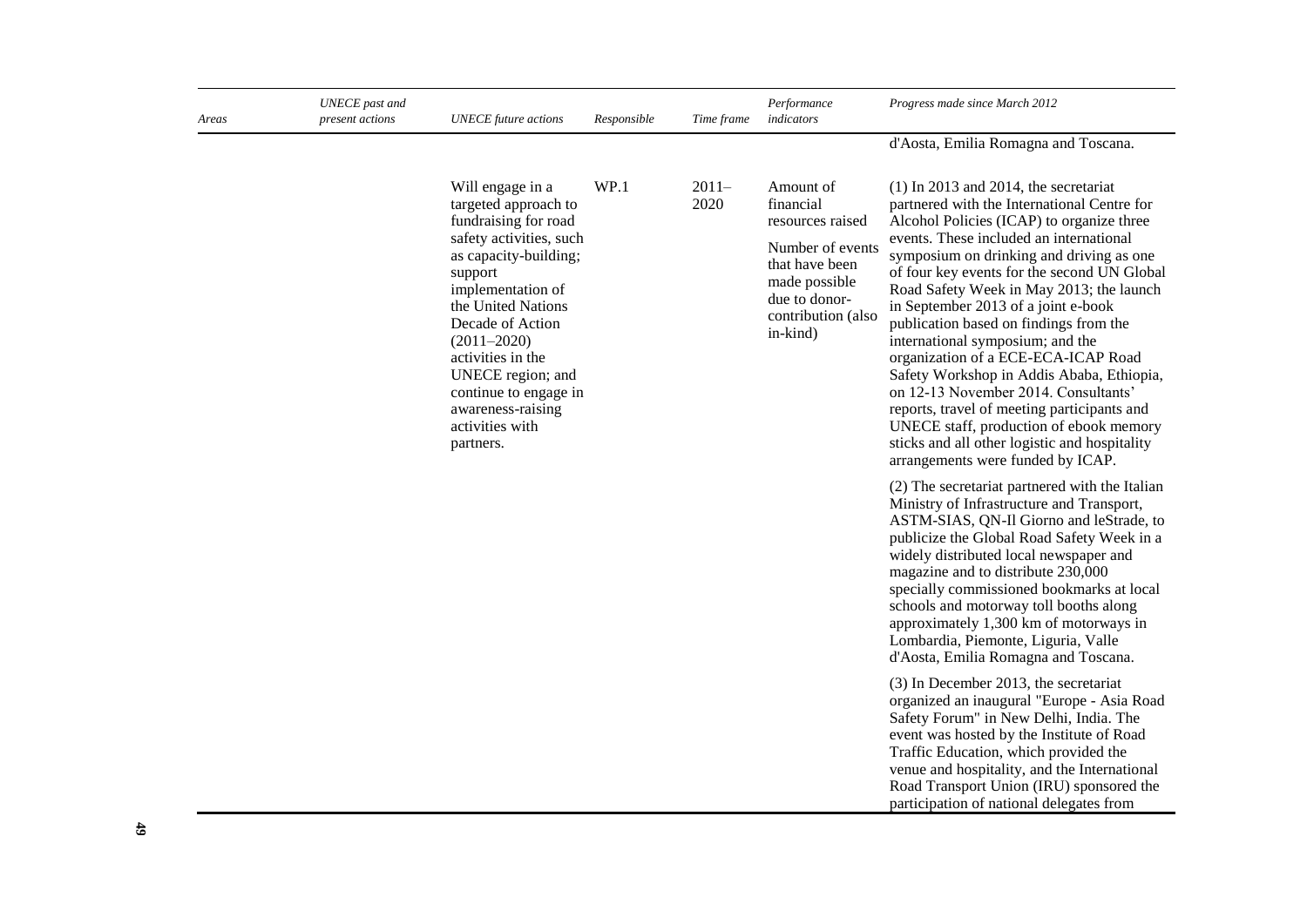| Areas | UNECE past and present actions | UNECE future actions | Responsible | Time frame | Performance indicators | Progress made since March 2012 |
|---|---|---|---|---|---|---|
| | | | | | | d'Aosta, Emilia Romagna and Toscana. |
| | | Will engage in a targeted approach to fundraising for road safety activities, such as capacity-building; support implementation of the United Nations Decade of Action (2011–2020) activities in the UNECE region; and continue to engage in awareness-raising activities with partners. | WP.1 | 2011–2020 | Amount of financial resources raised<br><br>Number of events that have been made possible due to donor-contribution (also in-kind) | (1) In 2013 and 2014, the secretariat partnered with the International Centre for Alcohol Policies (ICAP) to organize three events. These included an international symposium on drinking and driving as one of four key events for the second UN Global Road Safety Week in May 2013; the launch in September 2013 of a joint e-book publication based on findings from the international symposium; and the organization of a ECE-ECA-ICAP Road Safety Workshop in Addis Ababa, Ethiopia, on 12-13 November 2014. Consultants' reports, travel of meeting participants and UNECE staff, production of ebook memory sticks and all other logistic and hospitality arrangements were funded by ICAP.<br><br>(2) The secretariat partnered with the Italian Ministry of Infrastructure and Transport, ASTM-SIAS, QN-Il Giorno and leStrade, to publicize the Global Road Safety Week in a widely distributed local newspaper and magazine and to distribute 230,000 specially commissioned bookmarks at local schools and motorway toll booths along approximately 1,300 km of motorways in Lombardia, Piemonte, Liguria, Valle d'Aosta, Emilia Romagna and Toscana.<br><br>(3) In December 2013, the secretariat organized an inaugural "Europe - Asia Road Safety Forum" in New Delhi, India. The event was hosted by the Institute of Road Traffic Education, which provided the venue and hospitality, and the International Road Transport Union (IRU) sponsored the participation of national delegates from |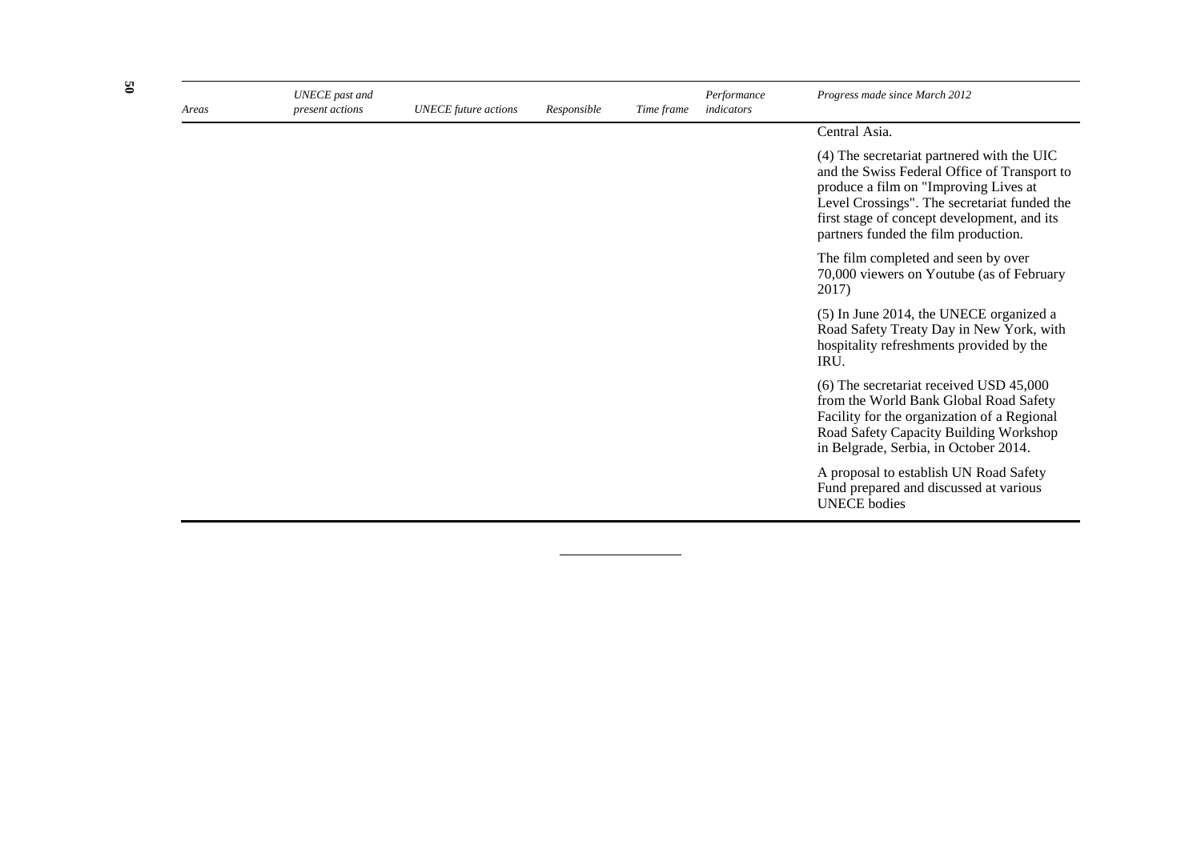| Areas | UNECE past and present actions | UNECE future actions | Responsible | Time frame | Performance indicators | Progress made since March 2012 |
| --- | --- | --- | --- | --- | --- | --- |
| | | | | | | Central Asia. |
| | | | | | | (4) The secretariat partnered with the UIC and the Swiss Federal Office of Transport to produce a film on "Improving Lives at Level Crossings". The secretariat funded the first stage of concept development, and its partners funded the film production. |
| | | | | | | The film completed and seen by over 70,000 viewers on Youtube (as of February 2017) |
| | | | | | | (5) In June 2014, the UNECE organized a Road Safety Treaty Day in New York, with hospitality refreshments provided by the IRU. |
| | | | | | | (6) The secretariat received USD 45,000 from the World Bank Global Road Safety Facility for the organization of a Regional Road Safety Capacity Building Workshop in Belgrade, Serbia, in October 2014. |
| | | | | | | A proposal to establish UN Road Safety Fund prepared and discussed at various UNECE bodies |